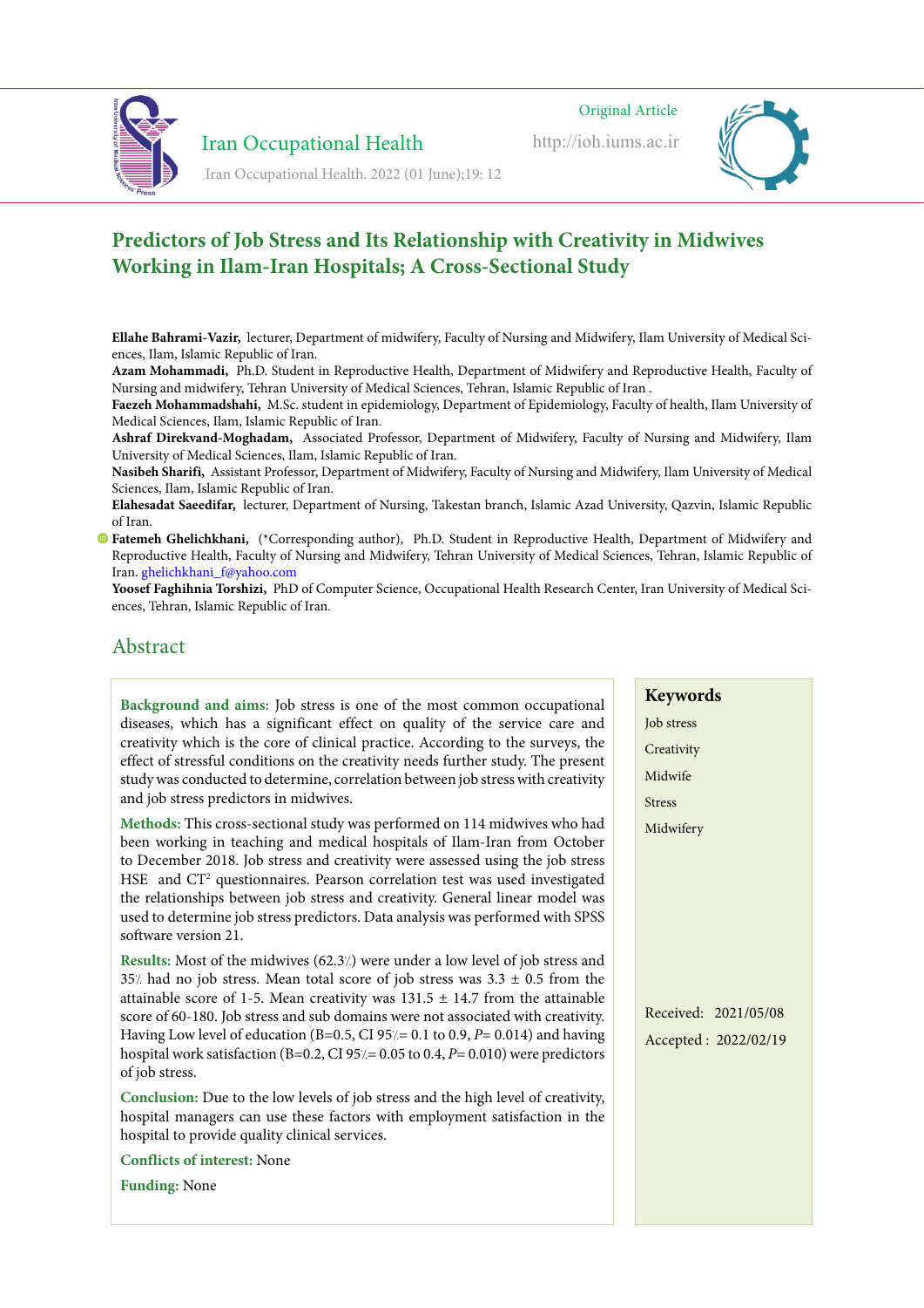Original Article

# Predictors of Job Stress and Its Relationship with Creativity in Midwives Working in Ilam-Iran Hospitals; A Cross-Sectional Study

**Ellahe Bahrami-Vazir,** lecturer, Department of midwifery, Faculty of Nursing and Midwifery, Ilam University of Medical Sciences, Ilam, Islamic Republic of Iran.
**Azam Mohammadi,** Ph.D. Student in Reproductive Health, Department of Midwifery and Reproductive Health, Faculty of Nursing and midwifery, Tehran University of Medical Sciences, Tehran, Islamic Republic of Iran .
**Faezeh Mohammadshahi,** M.Sc. student in epidemiology, Department of Epidemiology, Faculty of health, Ilam University of Medical Sciences, Ilam, Islamic Republic of Iran.
**Ashraf Direkvand-Moghadam,** Associated Professor, Department of Midwifery, Faculty of Nursing and Midwifery, Ilam University of Medical Sciences, Ilam, Islamic Republic of Iran.
**Nasibeh Sharifi,** Assistant Professor, Department of Midwifery, Faculty of Nursing and Midwifery, Ilam University of Medical Sciences, Ilam, Islamic Republic of Iran.
**Elahesadat Saeedifar,** lecturer, Department of Nursing, Takestan branch, Islamic Azad University, Qazvin, Islamic Republic of Iran.
**Fatemeh Ghelichkhani,** (*Corresponding author), Ph.D. Student in Reproductive Health, Department of Midwifery and Reproductive Health, Faculty of Nursing and Midwifery, Tehran University of Medical Sciences, Tehran, Islamic Republic of Iran. ghelichkhani_f@yahoo.com
**Yoosef Faghihnia Torshizi,** PhD of Computer Science, Occupational Health Research Center, Iran University of Medical Sciences, Tehran, Islamic Republic of Iran.

## Abstract

**Background and aims:** Job stress is one of the most common occupational diseases, which has a significant effect on quality of the service care and creativity which is the core of clinical practice. According to the surveys, the effect of stressful conditions on the creativity needs further study. The present study was conducted to determine, correlation between job stress with creativity and job stress predictors in midwives.

**Methods:** This cross-sectional study was performed on 114 midwives who had been working in teaching and medical hospitals of Ilam-Iran from October to December 2018. Job stress and creativity were assessed using the job stress HSE and $CT^2$ questionnaires. Pearson correlation test was used investigated the relationships between job stress and creativity. General linear model was used to determine job stress predictors. Data analysis was performed with SPSS software version 21.

**Results:** Most of the midwives (62.3%) were under a low level of job stress and 35% had no job stress. Mean total score of job stress was 3.3 ± 0.5 from the attainable score of 1-5. Mean creativity was 131.5 ± 14.7 from the attainable score of 60-180. Job stress and sub domains were not associated with creativity. Having Low level of education (B=0.5, CI 95%= 0.1 to 0.9, $P$= 0.014) and having hospital work satisfaction (B=0.2, CI 95%= 0.05 to 0.4, $P$= 0.010) were predictors of job stress.

**Conclusion:** Due to the low levels of job stress and the high level of creativity, hospital managers can use these factors with employment satisfaction in the hospital to provide quality clinical services.

**Conflicts of interest:** None

**Funding:** None

**Keywords**

Job stress
Creativity
Midwife
Stress
Midwifery

Received: 2021/05/08
Accepted : 2022/02/19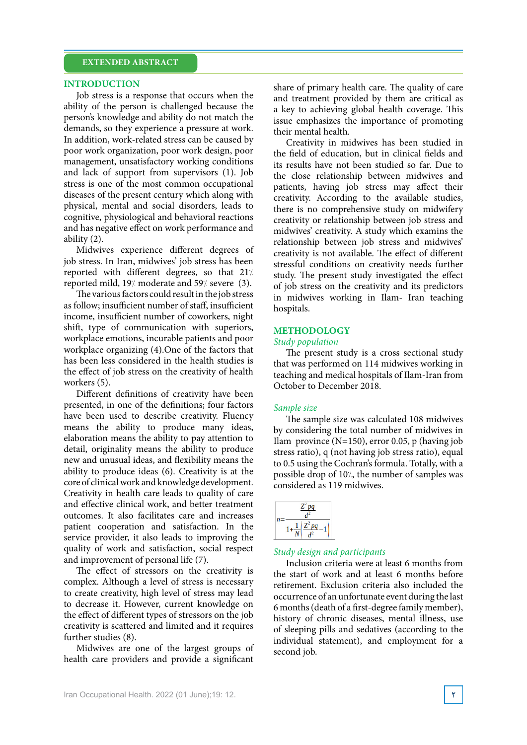## EXTENDED ABSTRACT

## INTRODUCTION

Job stress is a response that occurs when the ability of the person is challenged because the person's knowledge and ability do not match the demands, so they experience a pressure at work. In addition, work-related stress can be caused by poor work organization, poor work design, poor management, unsatisfactory working conditions and lack of support from supervisors (1). Job stress is one of the most common occupational diseases of the present century which along with physical, mental and social disorders, leads to cognitive, physiological and behavioral reactions and has negative effect on work performance and ability (2).

Midwives experience different degrees of job stress. In Iran, midwives' job stress has been reported with different degrees, so that 21% reported mild, 19% moderate and 59% severe (3).

The various factors could result in the job stress as follow; insufficient number of staff, insufficient income, insufficient number of coworkers, night shift, type of communication with superiors, workplace emotions, incurable patients and poor workplace organizing (4).One of the factors that has been less considered in the health studies is the effect of job stress on the creativity of health workers (5).

Different definitions of creativity have been presented, in one of the definitions; four factors have been used to describe creativity. Fluency means the ability to produce many ideas, elaboration means the ability to pay attention to detail, originality means the ability to produce new and unusual ideas, and flexibility means the ability to produce ideas (6). Creativity is at the core of clinical work and knowledge development. Creativity in health care leads to quality of care and effective clinical work, and better treatment outcomes. It also facilitates care and increases patient cooperation and satisfaction. In the service provider, it also leads to improving the quality of work and satisfaction, social respect and improvement of personal life (7).

The effect of stressors on the creativity is complex. Although a level of stress is necessary to create creativity, high level of stress may lead to decrease it. However, current knowledge on the effect of different types of stressors on the job creativity is scattered and limited and it requires further studies (8).

Midwives are one of the largest groups of health care providers and provide a significant share of primary health care. The quality of care and treatment provided by them are critical as a key to achieving global health coverage. This issue emphasizes the importance of promoting their mental health.

Creativity in midwives has been studied in the field of education, but in clinical fields and its results have not been studied so far. Due to the close relationship between midwives and patients, having job stress may affect their creativity. According to the available studies, there is no comprehensive study on midwifery creativity or relationship between job stress and midwives' creativity. A study which examins the relationship between job stress and midwives' creativity is not available. The effect of different stressful conditions on creativity needs further study. The present study investigated the effect of job stress on the creativity and its predictors in midwives working in Ilam- Iran teaching hospitals.

## METHODOLOGY

*Study population*

The present study is a cross sectional study that was performed on 114 midwives working in teaching and medical hospitals of Ilam-Iran from October to December 2018.

*Sample size*

The sample size was calculated 108 midwives by considering the total number of midwives in Ilam province (N=150), error 0.05, p (having job stress ratio), q (not having job stress ratio), equal to 0.5 using the Cochran's formula. Totally, with a possible drop of 10%, the number of samples was considered as 119 midwives.

$$n=\frac{\frac{Z^2pq}{d^2}}{1+\frac{1}{N}\left(\frac{Z^2pq}{d^2}-1\right)}$$

*Study design and participants*

Inclusion criteria were at least 6 months from the start of work and at least 6 months before retirement. Exclusion criteria also included the occurrence of an unfortunate event during the last 6 months (death of a first-degree family member), history of chronic diseases, mental illness, use of sleeping pills and sedatives (according to the individual statement), and employment for a second job.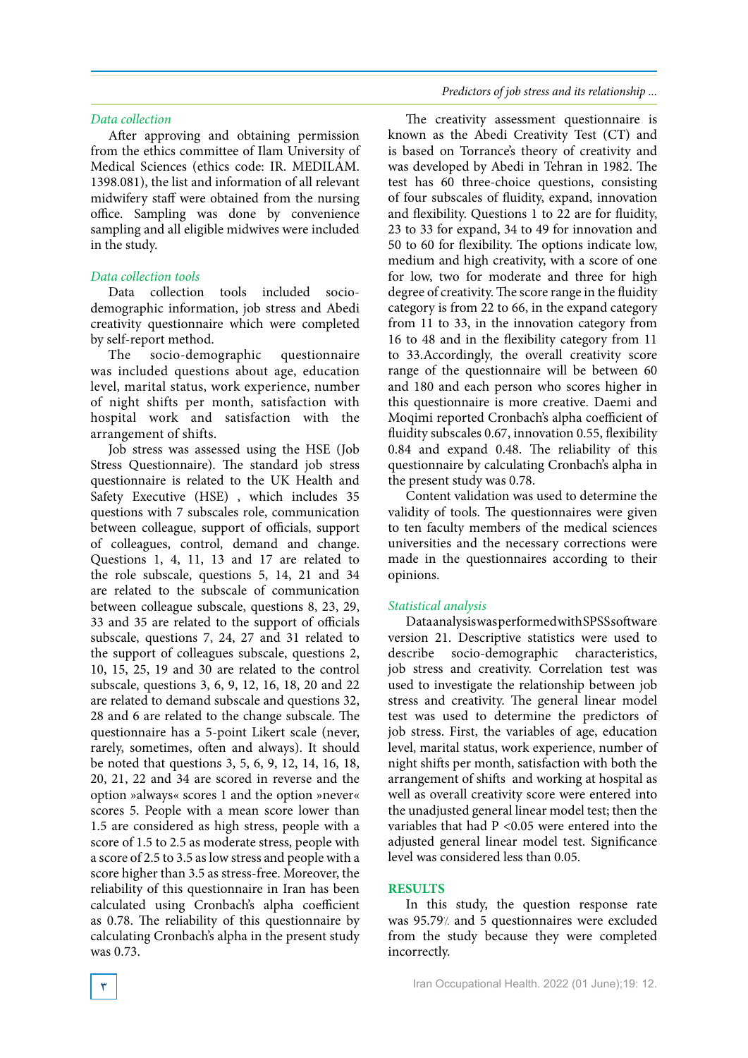### *Data collection*

After approving and obtaining permission from the ethics committee of Ilam University of Medical Sciences (ethics code: IR. MEDILAM. 1398.081), the list and information of all relevant midwifery staff were obtained from the nursing office. Sampling was done by convenience sampling and all eligible midwives were included in the study.

### *Data collection tools*

Data collection tools included socio-demographic information, job stress and Abedi creativity questionnaire which were completed by self-report method.

The socio-demographic questionnaire was included questions about age, education level, marital status, work experience, number of night shifts per month, satisfaction with hospital work and satisfaction with the arrangement of shifts.

Job stress was assessed using the HSE (Job Stress Questionnaire). The standard job stress questionnaire is related to the UK Health and Safety Executive (HSE) , which includes 35 questions with 7 subscales role, communication between colleague, support of officials, support of colleagues, control, demand and change. Questions 1, 4, 11, 13 and 17 are related to the role subscale, questions 5, 14, 21 and 34 are related to the subscale of communication between colleague subscale, questions 8, 23, 29, 33 and 35 are related to the support of officials subscale, questions 7, 24, 27 and 31 related to the support of colleagues subscale, questions 2, 10, 15, 25, 19 and 30 are related to the control subscale, questions 3, 6, 9, 12, 16, 18, 20 and 22 are related to demand subscale and questions 32, 28 and 6 are related to the change subscale. The questionnaire has a 5-point Likert scale (never, rarely, sometimes, often and always). It should be noted that questions 3, 5, 6, 9, 12, 14, 16, 18, 20, 21, 22 and 34 are scored in reverse and the option »always« scores 1 and the option »never« scores 5. People with a mean score lower than 1.5 are considered as high stress, people with a score of 1.5 to 2.5 as moderate stress, people with a score of 2.5 to 3.5 as low stress and people with a score higher than 3.5 as stress-free. Moreover, the reliability of this questionnaire in Iran has been calculated using Cronbach's alpha coefficient as 0.78. The reliability of this questionnaire by calculating Cronbach's alpha in the present study was 0.73.

The creativity assessment questionnaire is known as the Abedi Creativity Test (CT) and is based on Torrance's theory of creativity and was developed by Abedi in Tehran in 1982. The test has 60 three-choice questions, consisting of four subscales of fluidity, expand, innovation and flexibility. Questions 1 to 22 are for fluidity, 23 to 33 for expand, 34 to 49 for innovation and 50 to 60 for flexibility. The options indicate low, medium and high creativity, with a score of one for low, two for moderate and three for high degree of creativity. The score range in the fluidity category is from 22 to 66, in the expand category from 11 to 33, in the innovation category from 16 to 48 and in the flexibility category from 11 to 33.Accordingly, the overall creativity score range of the questionnaire will be between 60 and 180 and each person who scores higher in this questionnaire is more creative. Daemi and Moqimi reported Cronbach's alpha coefficient of fluidity subscales 0.67, innovation 0.55, flexibility 0.84 and expand 0.48. The reliability of this questionnaire by calculating Cronbach's alpha in the present study was 0.78.

Content validation was used to determine the validity of tools. The questionnaires were given to ten faculty members of the medical sciences universities and the necessary corrections were made in the questionnaires according to their opinions.

### *Statistical analysis*

Data analysis was performed with SPSS software version 21. Descriptive statistics were used to describe socio-demographic characteristics, job stress and creativity. Correlation test was used to investigate the relationship between job stress and creativity. The general linear model test was used to determine the predictors of job stress. First, the variables of age, education level, marital status, work experience, number of night shifts per month, satisfaction with both the arrangement of shifts and working at hospital as well as overall creativity score were entered into the unadjusted general linear model test; then the variables that had $P < 0.05$ were entered into the adjusted general linear model test. Significance level was considered less than 0.05.

## RESULTS

In this study, the question response rate was 95.79% and 5 questionnaires were excluded from the study because they were completed incorrectly.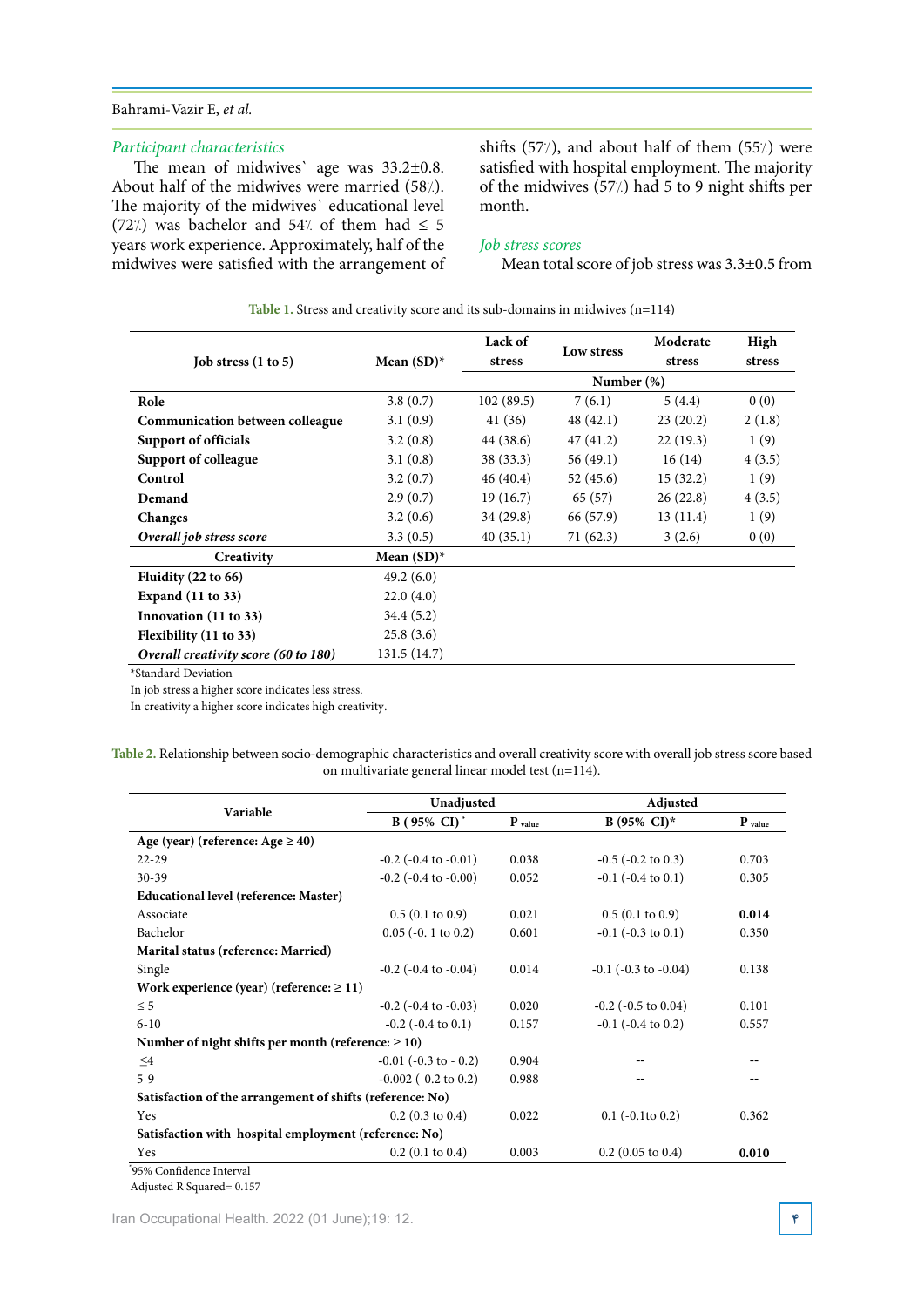### *Participant characteristics*

The mean of midwives` age was 33.2±0.8. About half of the midwives were married (58٪). The majority of the midwives` educational level (72٪) was bachelor and 54٪ of them had ≤ 5 years work experience. Approximately, half of the midwives were satisfied with the arrangement of shifts (57٪), and about half of them (55٪) were satisfied with hospital employment. The majority of the midwives (57٪) had 5 to 9 night shifts per month.

### *Job stress scores*

Mean total score of job stress was 3.3±0.5 from

**Table 1.** Stress and creativity score and its sub-domains in midwives (n=114)

| Job stress (1 to 5) | Mean (SD)* | Lack of stress | Low stress | Moderate stress | High stress |
|---|---|---|---|---|---|
| | | Number (%) | | | |
| **Role** | 3.8 (0.7) | 102 (89.5) | 7 (6.1) | 5 (4.4) | 0 (0) |
| **Communication between colleague** | 3.1 (0.9) | 41 (36) | 48 (42.1) | 23 (20.2) | 2 (1.8) |
| **Support of officials** | 3.2 (0.8) | 44 (38.6) | 47 (41.2) | 22 (19.3) | 1 (9) |
| **Support of colleague** | 3.1 (0.8) | 38 (33.3) | 56 (49.1) | 16 (14) | 4 (3.5) |
| **Control** | 3.2 (0.7) | 46 (40.4) | 52 (45.6) | 15 (32.2) | 1 (9) |
| **Demand** | 2.9 (0.7) | 19 (16.7) | 65 (57) | 26 (22.8) | 4 (3.5) |
| **Changes** | 3.2 (0.6) | 34 (29.8) | 66 (57.9) | 13 (11.4) | 1 (9) |
| ***Overall job stress score*** | 3.3 (0.5) | 40 (35.1) | 71 (62.3) | 3 (2.6) | 0 (0) |
| **Creativity** | **Mean (SD)*** | | | | |
| **Fluidity (22 to 66)** | 49.2 (6.0) | | | | |
| **Expand (11 to 33)** | 22.0 (4.0) | | | | |
| **Innovation (11 to 33)** | 34.4 (5.2) | | | | |
| **Flexibility (11 to 33)** | 25.8 (3.6) | | | | |
| ***Overall creativity score (60 to 180)*** | 131.5 (14.7) | | | | |

*Standard Deviation

In job stress a higher score indicates less stress.

In creativity a higher score indicates high creativity.

**Table 2.** Relationship between socio-demographic characteristics and overall creativity score with overall job stress score based on multivariate general linear model test (n=114).

| Variable | Unadjusted | | Adjusted | |
|---|---|---|---|---|
| | B ( 95% CI)* | $P_{value}$ | B (95% CI)* | $P_{value}$ |
| **Age (year) (reference: Age ≥ 40)** | | | | |
| 22-29 | -0.2 (-0.4 to -0.01) | 0.038 | -0.5 (-0.2 to 0.3) | 0.703 |
| 30-39 | -0.2 (-0.4 to -0.00) | 0.052 | -0.1 (-0.4 to 0.1) | 0.305 |
| **Educational level (reference: Master)** | | | | |
| Associate | 0.5 (0.1 to 0.9) | 0.021 | 0.5 (0.1 to 0.9) | **0.014** |
| Bachelor | 0.05 (-0. 1 to 0.2) | 0.601 | -0.1 (-0.3 to 0.1) | 0.350 |
| **Marital status (reference: Married)** | | | | |
| Single | -0.2 (-0.4 to -0.04) | 0.014 | -0.1 (-0.3 to -0.04) | 0.138 |
| **Work experience (year) (reference: ≥ 11)** | | | | |
| ≤ 5 | -0.2 (-0.4 to -0.03) | 0.020 | -0.2 (-0.5 to 0.04) | 0.101 |
| 6-10 | -0.2 (-0.4 to 0.1) | 0.157 | -0.1 (-0.4 to 0.2) | 0.557 |
| **Number of night shifts per month (reference: ≥ 10)** | | | | |
| ≤4 | -0.01 (-0.3 to - 0.2) | 0.904 | -- | -- |
| 5-9 | -0.002 (-0.2 to 0.2) | 0.988 | -- | -- |
| **Satisfaction of the arrangement of shifts (reference: No)** | | | | |
| Yes | 0.2 (0.3 to 0.4) | 0.022 | 0.1 (-0.1to 0.2) | 0.362 |
| **Satisfaction with hospital employment (reference: No)** | | | | |
| Yes | 0.2 (0.1 to 0.4) | 0.003 | 0.2 (0.05 to 0.4) | **0.010** |

*95% Confidence Interval

Adjusted R Squared= 0.157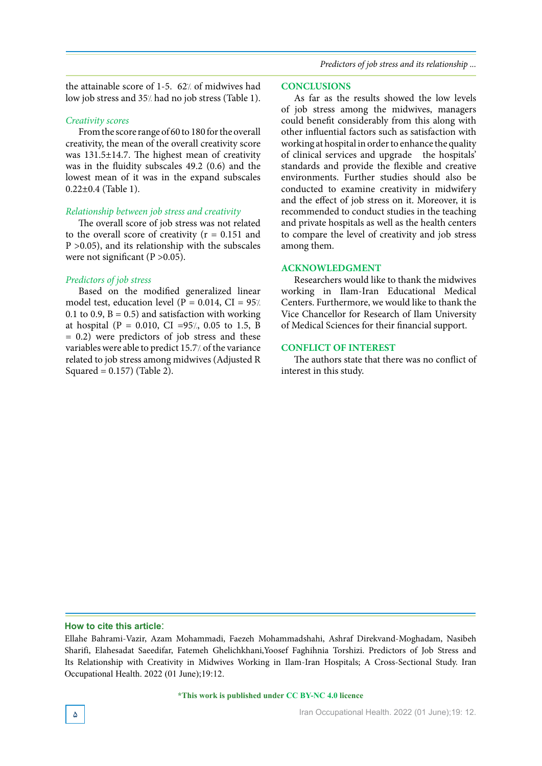the attainable score of 1-5. 62٪ of midwives had low job stress and 35٪ had no job stress (Table 1).

*Creativity scores*

From the score range of 60 to 180 for the overall creativity, the mean of the overall creativity score was 131.5±14.7. The highest mean of creativity was in the fluidity subscales 49.2 (0.6) and the lowest mean of it was in the expand subscales 0.22±0.4 (Table 1).

*Relationship between job stress and creativity*

The overall score of job stress was not related to the overall score of creativity (r = 0.151 and P >0.05), and its relationship with the subscales were not significant (P >0.05).

*Predictors of job stress*

Based on the modified generalized linear model test, education level (P = 0.014, CI = 95٪ 0.1 to 0.9, B = 0.5) and satisfaction with working at hospital (P = 0.010, CI =95٪, 0.05 to 1.5, B = 0.2) were predictors of job stress and these variables were able to predict 15.7٪ of the variance related to job stress among midwives (Adjusted R Squared = 0.157) (Table 2).

## CONCLUSIONS

As far as the results showed the low levels of job stress among the midwives, managers could benefit considerably from this along with other influential factors such as satisfaction with working at hospital in order to enhance the quality of clinical services and upgrade the hospitals' standards and provide the flexible and creative environments. Further studies should also be conducted to examine creativity in midwifery and the effect of job stress on it. Moreover, it is recommended to conduct studies in the teaching and private hospitals as well as the health centers to compare the level of creativity and job stress among them.

## ACKNOWLEDGMENT

Researchers would like to thank the midwives working in Ilam-Iran Educational Medical Centers. Furthermore, we would like to thank the Vice Chancellor for Research of Ilam University of Medical Sciences for their financial support.

## CONFLICT OF INTEREST

The authors state that there was no conflict of interest in this study.

**How to cite this article**:

Ellahe Bahrami-Vazir, Azam Mohammadi, Faezeh Mohammadshahi, Ashraf Direkvand-Moghadam, Nasibeh Sharifi, Elahesadat Saeedifar, Fatemeh Ghelichkhani,Yoosef Faghihnia Torshizi. Predictors of Job Stress and Its Relationship with Creativity in Midwives Working in Ilam-Iran Hospitals; A Cross-Sectional Study. Iran Occupational Health. 2022 (01 June);19:12.

**\*This work is published under CC BY-NC 4.0 licence**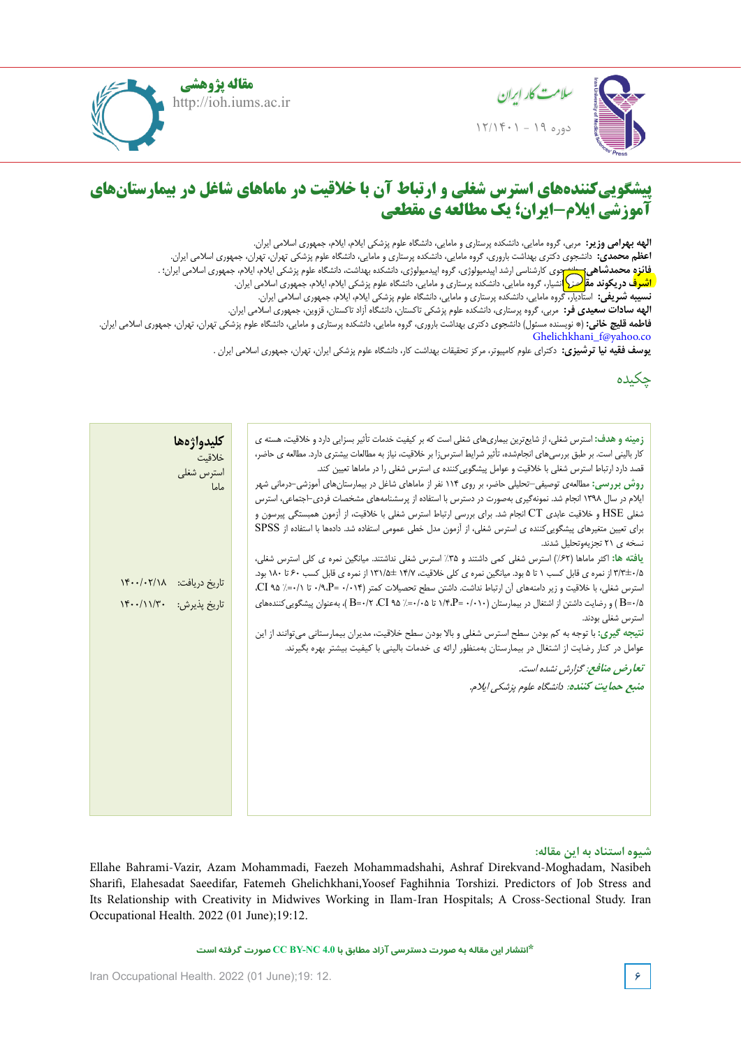مقاله پژوهشی

# پیشگویی‌کننده‌های استرس شغلی و ارتباط آن با خلاقیت در ماماهای شاغل در بیمارستان‌های آموزشی ایلام-ایران؛ یک مطالعه ی مقطعی

**الهه بهرامی وزیر:** مربی، گروه مامایی، دانشکده پرستاری و مامایی، دانشگاه علوم پزشکی ایلام، ایلام، جمهوری اسلامی ایران.
**اعظم محمدی:** دانشجوی دکتری بهداشت باروری، گروه مامایی، دانشکده پرستاری و مامایی، دانشگاه علوم پزشکی تهران، تهران، جمهوری اسلامی ایران.
**فائزه محمدشاهی:** دانشجوی کارشناسی ارشد اپیدمیولوژی، گروه اپیدمیولوژی، دانشکده بهداشت، دانشگاه علوم پزشکی ایلام، ایلام، جمهوری اسلامی ایران؛ .
**اشرف دریکوند مقدم:** دانشیار، گروه مامایی، دانشکده پرستاری و مامایی، دانشگاه علوم پزشکی ایلام، ایلام، جمهوری اسلامی ایران.
**نسیبه شریفی:** استادیار، گروه مامایی، دانشکده پرستاری و مامایی، دانشگاه علوم پزشکی ایلام، ایلام، جمهوری اسلامی ایران.
**الهه سادات سعیدی فر:** مربی، گروه پرستاری، دانشکده علوم پزشکی تاکستان، دانشگاه آزاد تاکستان، قزوین، جمهوری اسلامی ایران.
**فاطمه قلیچ خانی:** (* نویسنده مسئول) دانشجوی دکتری بهداشت باروری، گروه مامایی، دانشکده پرستاری و مامایی، دانشگاه علوم پزشکی تهران، تهران، جمهوری اسلامی ایران. Ghelichkhani_f@yahoo.co
**یوسف فقیه نیا ترشیزی:** دکترای علوم کامپیوتر، مرکز تحقیقات بهداشت کار، دانشگاه علوم پزشکی ایران، تهران، جمهوری اسلامی ایران .

## چکیده

**زمینه و هدف:** استرس شغلی، از شایع‌ترین بیماری‌های شغلی است که بر کیفیت خدمات تأثیر بسزایی دارد و خلاقیت، هسته ی کار بالینی است. بر طبق بررسی‌های انجام‌شده، تأثیر شرایط استرس‌زا بر خلاقیت، نیاز به مطالعات بیشتری دارد. مطالعه ی حاضر، قصد دارد ارتباط استرس شغلی با خلاقیت و عوامل پیشگویی‌کننده ی استرس شغلی را در ماماها تعیین کند.

**روش بررسی:** مطالعه‌ی توصیفی-تحلیلی حاضر، بر روی ۱۱۴ نفر از ماماهای شاغل در بیمارستان‌های آموزشی-درمانی شهر ایلام در سال ۱۳۹۸ انجام شد. نمونه‌گیری به‌صورت در دسترس با استفاده از پرسشنامه‌های مشخصات فردی-اجتماعی، استرس شغلی HSE و خلاقیت عابدی CT انجام شد. برای بررسی ارتباط استرس شغلی با خلاقیت، از آزمون همبستگی پیرسون و برای تعیین متغیرهای پیشگویی‌کننده ی استرس شغلی، از آزمون مدل خطی عمومی استفاده شد. داده‌ها با استفاده از SPSS نسخه ی ۲۱ تجزیه‌وتحلیل شدند.

**یافته ها:** اکثر ماماها (۶۲٪) استرس شغلی کمی داشتند و ۳۵٪ استرس شغلی نداشتند. میانگین نمره ی کلی استرس شغلی، ۳/۳±۰/۵ از نمره ی قابل کسب ۱ تا ۵ بود. میانگین نمره ی کلی خلاقیت، ۱۴/۷ ±۱۳۱/۵ از نمره ی قابل کسب ۶۰ تا ۱۸۰ بود. استرس شغلی، با خلاقیت و زیر دامنه‌های آن ارتباط نداشت. داشتن سطح تحصیلات کمتر (۰/۰۱۴ =P، ۰/۹ تا ۰/۱= CI ۹۵ ٪، B=۰/۵) و رضایت داشتن از اشتغال در بیمارستان (۰/۰۱۰ =P، ۱/۴ تا ۰/۰۵= CI ۹۵ ٪، B=۰/۲ )، به‌عنوان پیشگویی‌کننده‌های استرس شغلی بودند.

**نتیجه گیری:** با توجه به کم بودن سطح استرس شغلی و بالا بودن سطح خلاقیت، مدیران بیمارستانی می‌توانند از این عوامل در کنار رضایت از اشتغال در بیمارستان به‌منظور ارائه ی خدمات بالینی با کیفیت بیشتر بهره بگیرند.

***تعارض منافع:*** *گزارش نشده است.*

***منبع حمایت کننده:*** *دانشگاه علوم پزشکی ایلام.*

**کلیدواژه‌ها**
خلاقیت
استرس شغلی
ماما

تاریخ دریافت: ۱۴۰۰/۰۲/۱۸
تاریخ پذیرش: ۱۴۰۰/۱۱/۳۰

**شیوه استناد به این مقاله:**
Ellahe Bahrami-Vazir, Azam Mohammadi, Faezeh Mohammadshahi, Ashraf Direkvand-Moghadam, Nasibeh Sharifi, Elahesadat Saeedifar, Fatemeh Ghelichkhani,Yoosef Faghihnia Torshizi. Predictors of Job Stress and Its Relationship with Creativity in Midwives Working in Ilam-Iran Hospitals; A Cross-Sectional Study. Iran Occupational Health. 2022 (01 June);19:12.

*انتشار این مقاله به صورت دسترسی آزاد مطابق با CC BY-NC 4.0 صورت گرفته است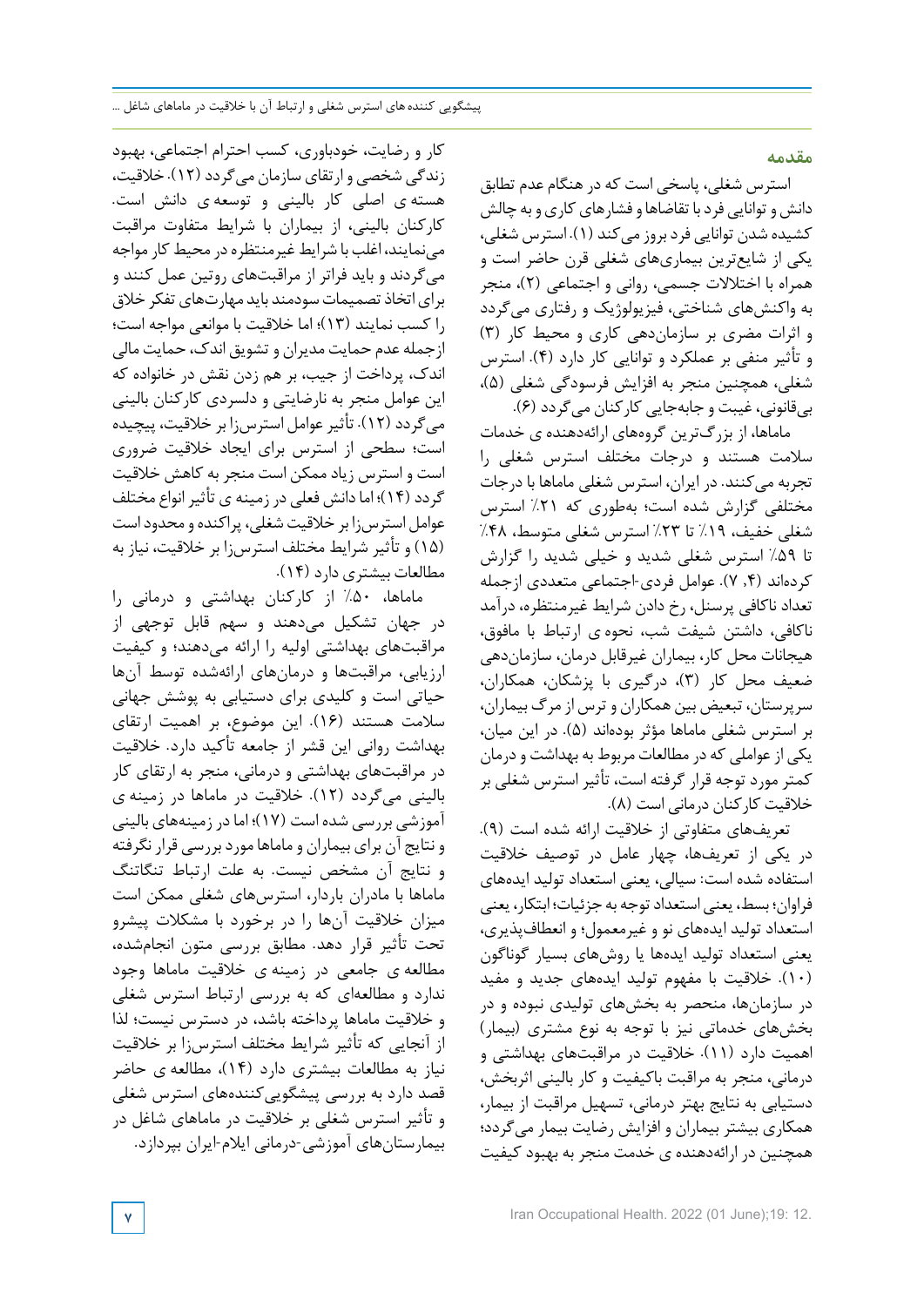## مقدمه

استرس شغلی، پاسخی است که در هنگام عدم تطابق دانش و توانایی فرد با تقاضاها و فشارهای کاری و به چالش کشیده شدن توانایی فرد بروز می‌کند (۱). استرس شغلی، یکی از شایع‌ترین بیماری‌های شغلی قرن حاضر است و همراه با اختلالات جسمی، روانی و اجتماعی (۲)، منجر به واکنش‌های شناختی، فیزیولوژیک و رفتاری می‌گردد و اثرات مضری بر سازمان‌دهی کاری و محیط کار (۳) و تأثیر منفی بر عملکرد و توانایی کار دارد (۴). استرس شغلی، همچنین منجر به افزایش فرسودگی شغلی (۵)، بی‌قانونی، غیبت و جابه‌جایی کارکنان می‌گردد (۶).

ماماها، از بزرگ‌ترین گروه‌های ارائه‌دهنده ی خدمات سلامت هستند و درجات مختلف استرس شغلی را تجربه می‌کنند. در ایران، استرس شغلی ماماها با درجات مختلفی گزارش شده است؛ به‌طوری که ۲۱٪ استرس شغلی خفیف، ۱۹٪ تا ۲۳٪ استرس شغلی متوسط، ۴۸٪ تا ۵۹٪ استرس شغلی شدید و خیلی شدید را گزارش کرده‌اند (۴، ۷). عوامل فردی-اجتماعی متعددی ازجمله تعداد ناکافی پرسنل، رخ دادن شرایط غیرمنتظره، درآمد ناکافی، داشتن شیفت شب، نحوه ی ارتباط با مافوق، هیجانات محل کار، بیماران غیرقابل درمان، سازمان‌دهی ضعیف محل کار (۳)، درگیری با پزشکان، همکاران، سرپرستان، تبعیض بین همکاران و ترس از مرگ بیماران، بر استرس شغلی ماماها مؤثر بوده‌اند (۵). در این میان، یکی از عواملی که در مطالعات مربوط به بهداشت و درمان کمتر مورد توجه قرار گرفته است، تأثیر استرس شغلی بر خلاقیت کارکنان درمانی است (۸).

تعریف‌های متفاوتی از خلاقیت ارائه شده است (۹). در یکی از تعریف‌ها، چهار عامل در توصیف خلاقیت استفاده شده است: سیالی، یعنی استعداد تولید ایده‌های فراوان؛ بسط، یعنی استعداد توجه به جزئیات؛ ابتکار، یعنی استعداد تولید ایده‌های نو و غیرمعمول؛ و انعطاف‌پذیری، یعنی استعداد تولید ایده‌ها یا روش‌های بسیار گوناگون (۱۰). خلاقیت با مفهوم تولید ایده‌های جدید و مفید در سازمان‌ها، منحصر به بخش‌های تولیدی نبوده و در بخش‌های خدماتی نیز با توجه به نوع مشتری (بیمار) اهمیت دارد (۱۱). خلاقیت در مراقبت‌های بهداشتی و درمانی، منجر به مراقبت باکیفیت و کار بالینی اثربخش، دستیابی به نتایج بهتر درمانی، تسهیل مراقبت از بیمار، همکاری بیشتر بیماران و افزایش رضایت بیمار می‌گردد؛ همچنین در ارائه‌دهنده ی خدمت منجر به بهبود کیفیت کار و رضایت، خودباوری، کسب احترام اجتماعی، بهبود زندگی شخصی و ارتقای سازمان می‌گردد (۱۲). خلاقیت، هسته ی اصلی کار بالینی و توسعه ی دانش است. کارکنان بالینی، از بیماران با شرایط متفاوت مراقبت می‌نمایند، اغلب با شرایط غیرمنتظره در محیط کار مواجه می‌گردند و باید فراتر از مراقبت‌های روتین عمل کنند و برای اتخاذ تصمیمات سودمند باید مهارت‌های تفکر خلاق را کسب نمایند (۱۳)؛ اما خلاقیت با موانعی مواجه است؛ ازجمله عدم حمایت مدیران و تشویق اندک، حمایت مالی اندک، پرداخت از جیب، بر هم زدن نقش در خانواده که این عوامل منجر به نارضایتی و دلسردی کارکنان بالینی می‌گردد (۱۲). تأثیر عوامل استرس‌زا بر خلاقیت، پیچیده است؛ سطحی از استرس برای ایجاد خلاقیت ضروری است و استرس زیاد ممکن است منجر به کاهش خلاقیت گردد (۱۴)؛ اما دانش فعلی در زمینه ی تأثیر انواع مختلف عوامل استرس‌زا بر خلاقیت شغلی، پراکنده و محدود است (۱۵) و تأثیر شرایط مختلف استرس‌زا بر خلاقیت، نیاز به مطالعات بیشتری دارد (۱۴).

ماماها، ۵۰٪ از کارکنان بهداشتی و درمانی را در جهان تشکیل می‌دهند و سهم قابل توجهی از مراقبت‌های بهداشتی اولیه را ارائه می‌دهند؛ و کیفیت ارزیابی، مراقبت‌ها و درمان‌های ارائه‌شده توسط آن‌ها حیاتی است و کلیدی برای دستیابی به پوشش جهانی سلامت هستند (۱۶). این موضوع، بر اهمیت ارتقای بهداشت روانی این قشر از جامعه تأکید دارد. خلاقیت در مراقبت‌های بهداشتی و درمانی، منجر به ارتقای کار بالینی می‌گردد (۱۲). خلاقیت در ماماها در زمینه ی آموزشی بررسی شده است (۱۷)؛ اما در زمینه‌های بالینی و نتایج آن برای بیماران و ماماها مورد بررسی قرار نگرفته و نتایج آن مشخص نیست. به علت ارتباط تنگاتنگ ماماها با مادران باردار، استرس‌های شغلی ممکن است میزان خلاقیت آن‌ها را در برخورد با مشکلات پیشرو تحت تأثیر قرار دهد. مطابق بررسی متون انجام‌شده، مطالعه ی جامعی در زمینه ی خلاقیت ماماها وجود ندارد و مطالعه‌ای که به بررسی ارتباط استرس شغلی و خلاقیت ماماها پرداخته باشد، در دسترس نیست؛ لذا از آنجایی که تأثیر شرایط مختلف استرس‌زا بر خلاقیت نیاز به مطالعات بیشتری دارد (۱۴)، مطالعه ی حاضر قصد دارد به بررسی پیشگویی‌کننده‌های استرس شغلی و تأثیر استرس شغلی بر خلاقیت در ماماهای شاغل در بیمارستان‌های آموزشی-درمانی ایلام-ایران بپردازد.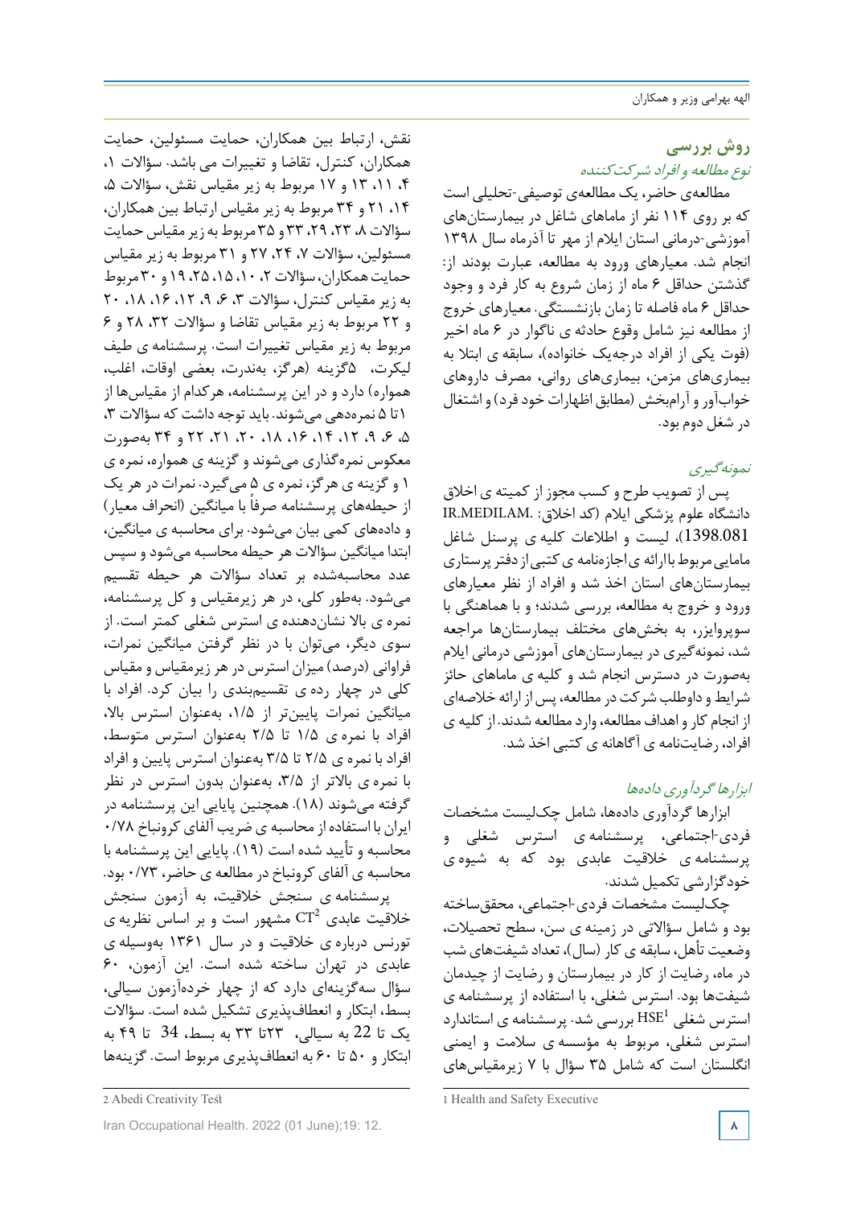## روش بررسی

*نوع مطالعه و افراد شرکت‌کننده*

مطالعه‌ی حاضر، یک مطالعه‌ی توصیفی-تحلیلی است که بر روی ۱۱۴ نفر از ماماهای شاغل در بیمارستان‌های آموزشی-درمانی استان ایلام از مهر تا آذرماه سال ۱۳۹۸ انجام شد. معیارهای ورود به مطالعه، عبارت بودند از: گذشتن حداقل ۶ ماه از زمان شروع به کار فرد و وجود حداقل ۶ ماه فاصله تا زمان بازنشستگی. معیارهای خروج از مطالعه نیز شامل وقوع حادثه ی ناگوار در ۶ ماه اخیر (فوت یکی از افراد درجه‌یک خانواده)، سابقه ی ابتلا به بیماری‌های مزمن، بیماری‌های روانی، مصرف داروهای خواب‌آور و آرام‌بخش (مطابق اظهارات خود فرد) و اشتغال در شغل دوم بود.

*نمونه‌گیری*

پس از تصویب طرح و کسب مجوز از کمیته ی اخلاق دانشگاه علوم پزشکی ایلام (کد اخلاق: IR.MEDILAM.1398.081)، لیست و اطلاعات کلیه ی پرسنل شاغل مامایی مربوط باارائه ی اجازه‌نامه ی کتبی از دفتر پرستاری بیمارستان‌های استان اخذ شد و افراد از نظر معیارهای ورود و خروج به مطالعه، بررسی شدند؛ و با هماهنگی با سوپروایزر، به بخش‌های مختلف بیمارستان‌ها مراجعه شد، نمونه‌گیری در بیمارستان‌های آموزشی درمانی ایلام به‌صورت در دسترس انجام شد و کلیه ی ماماهای حائز شرایط و داوطلب شرکت در مطالعه، پس از ارائه خلاصه‌ای از انجام کار و اهداف مطالعه، وارد مطالعه شدند. از کلیه ی افراد، رضایت‌نامه ی آگاهانه ی کتبی اخذ شد.

*ابزارها گردآوری داده‌ها*

ابزارها گردآوری داده‌ها، شامل چک‌لیست مشخصات فردی-اجتماعی، پرسشنامه ی استرس شغلی و پرسشنامه ی خلاقیت عابدی بود که به شیوه ی خودگزارشی تکمیل شدند.

چک‌لیست مشخصات فردی-اجتماعی، محقق‌ساخته بود و شامل سؤالاتی در زمینه ی سن، سطح تحصیلات، وضعیت تأهل، سابقه ی کار (سال)، تعداد شیفت‌های شب در ماه، رضایت از کار در بیمارستان و رضایت از چیدمان شیفت‌ها بود. استرس شغلی، با استفاده از پرسشنامه ی استرس شغلی HSE[1] بررسی شد. پرسشنامه ی استاندارد استرس شغلی، مربوط به مؤسسه ی سلامت و ایمنی انگلستان است که شامل ۳۵ سؤال با ۷ زیرمقیاس‌های نقش، ارتباط بین همکاران، حمایت مسئولین، حمایت همکاران، کنترل، تقاضا و تغییرات می باشد. سؤالات ۱، ۴، ۱۱، ۱۳ و ۱۷ مربوط به زیر مقیاس نقش، سؤالات ۵، ۱۴، ۲۱ و ۳۴ مربوط به زیر مقیاس ارتباط بین همکاران، سؤالات ۸، ۲۳، ۲۹، ۳۳ و ۳۵ مربوط به زیر مقیاس حمایت مسئولین، سؤالات ۷، ۲۴، ۲۷ و ۳۱ مربوط به زیر مقیاس حمایت همکاران، سؤالات ۲، ۱۰، ۱۵، ۲۵، ۱۹ و ۳۰ مربوط به زیر مقیاس کنترل، سؤالات ۳، ۶، ۹، ۱۲، ۱۶، ۱۸، ۲۰ و ۲۲ مربوط به زیر مقیاس تقاضا و سؤالات ۳۲، ۲۸ و ۶ مربوط به زیر مقیاس تغییرات است. پرسشنامه ی طیف لیکرت، ۵گزینه (هرگز، به‌ندرت، بعضی اوقات، اغلب، همواره) دارد و در این پرسشنامه، هرکدام از مقیاس‌ها از ۱تا ۵ نمره‌دهی می‌شوند. باید توجه داشت که سؤالات ۳، ۵، ۶، ۹، ۱۲، ۱۴، ۱۶، ۱۸، ۲۰، ۲۱، ۲۲ و ۳۴ به‌صورت معکوس نمره‌گذاری می‌شوند و گزینه ی همواره، نمره ی ۱ و گزینه ی هرگز، نمره ی ۵ می‌گیرد. نمرات در هر یک از حیطه‌های پرسشنامه صرفاً به میانگین (انحراف معیار) و داده‌های کمی بیان می‌شود. برای محاسبه ی میانگین، ابتدا میانگین سؤالات هر حیطه محاسبه می‌شود و سپس عدد محاسبه‌شده بر تعداد سؤالات هر حیطه تقسیم می‌شود. به‌طور کلی، در هر زیرمقیاس و کل پرسشنامه، نمره ی بالا نشان‌دهنده ی استرس شغلی کمتر است. از سوی دیگر، می‌توان با در نظر گرفتن میانگین نمرات، فراوانی (درصد) میزان استرس در هر زیرمقیاس و مقیاس کلی در چهار رده ی تقسیم‌بندی را بیان کرد. افراد با میانگین نمرات پایین‌تر از ۱/۵، به‌عنوان استرس بالا، افراد با نمره ی ۱/۵ تا ۲/۵ به‌عنوان استرس متوسط، افراد با نمره ی ۲/۵ تا ۳/۵ به‌عنوان استرس پایین و افراد با نمره ی بالاتر از ۳/۵، به‌عنوان بدون استرس در نظر گرفته می‌شوند (۱۸). همچنین پایایی این پرسشنامه در ایران با استفاده از محاسبه ی ضریب آلفای کرونباخ ۰/۷۸ محاسبه و تأیید شده است (۱۹). پایایی این پرسشنامه با محاسبه ی آلفای کرونباخ در مطالعه ی حاضر، ۰/۷۳ بود.

پرسشنامه ی سنجش خلاقیت، به آزمون سنجش خلاقیت عابدی CT[2] مشهور است و بر اساس نظریه ی تورنس درباره ی خلاقیت و در سال ۱۳۶۱ به‌وسیله ی عابدی در تهران ساخته شده است. این آزمون، ۶۰ سؤال سه‌گزینه‌ای دارد که از چهار خرده‌آزمون سیالی، بسط، ابتکار و انعطاف‌پذیری تشکیل شده است. سؤالات یک تا 22 به سیالی، ۲۳تا ۳۳ به بسط، 34 تا ۴۹ به ابتکار و ۵۰ تا ۶۰ به انعطاف‌پذیری مربوط است. گزینه‌ها

---

1 Health and Safety Executive

2 Abedi Creativity Test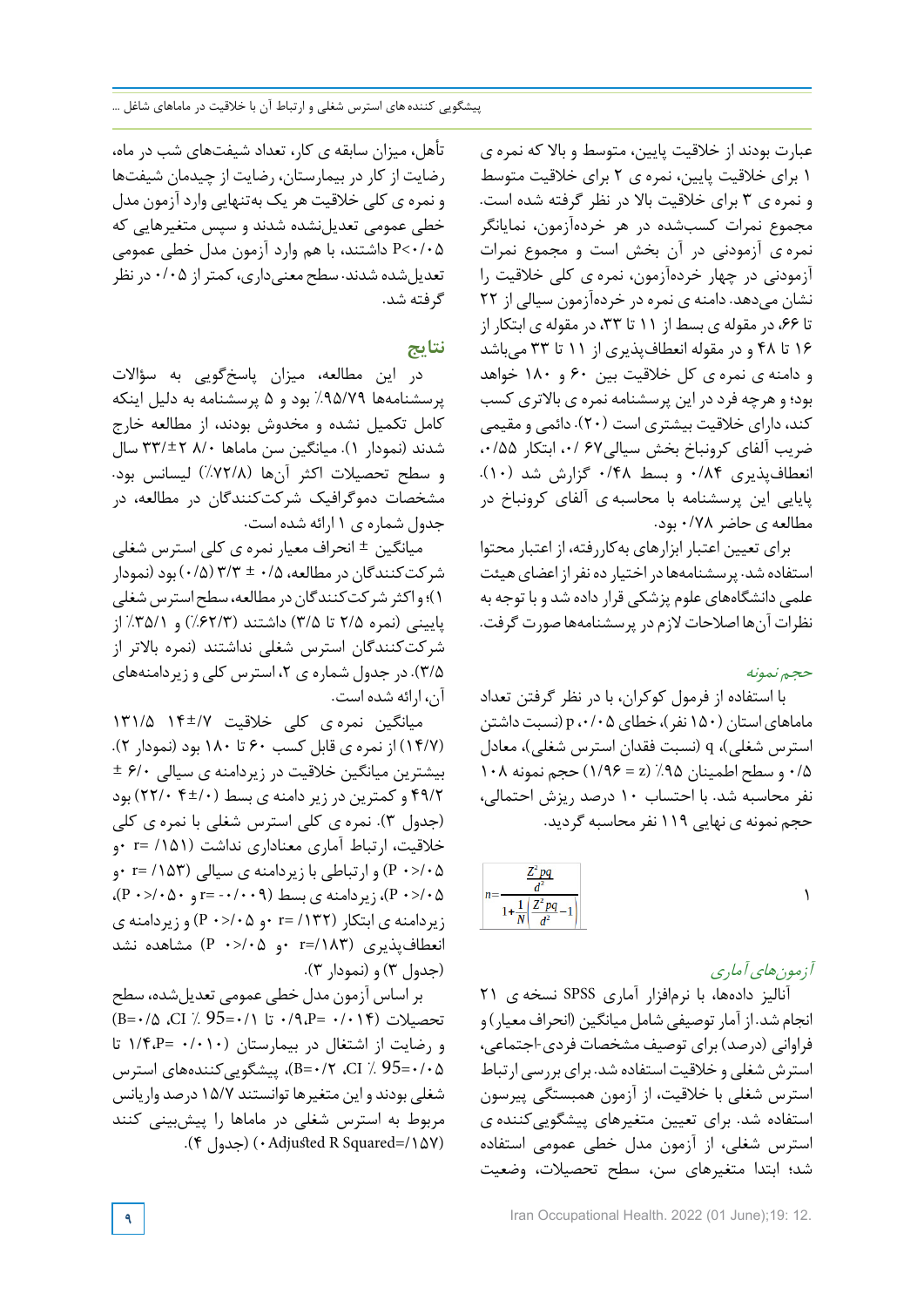عبارت بودند از خلاقیت پایین، متوسط و بالا که نمره ی ۱ برای خلاقیت پایین، نمره ی ۲ برای خلاقیت متوسط و نمره ی ۳ برای خلاقیت بالا در نظر گرفته شده است. مجموع نمرات کسب‌شده در هر خرده‌آزمون، نمایانگر نمره ی آزمودنی در آن بخش است و مجموع نمرات آزمودنی در چهار خرده‌آزمون، نمره ی کلی خلاقیت را نشان می‌دهد. دامنه ی نمره در خرده‌آزمون سیالی از ۲۲ تا ۶۶، در مقوله ی بسط از ۱۱ تا ۳۳، در مقوله ی ابتکار از ۱۶ تا ۴۸ و در مقوله انعطاف‌پذیری از ۱۱ تا ۳۳ می‌باشد و دامنه ی نمره ی کل خلاقیت بین ۶۰ و ۱۸۰ خواهد بود؛ و هرچه فرد در این پرسشنامه نمره ی بالاتری کسب کند، دارای خلاقیت بیشتری است (۲۰). دائمی و مقیمی ضریب آلفای کرونباخ بخش سیالی۶۷ /۰، ابتکار ۰/۵۵، انعطاف‌پذیری ۰/۸۴ و بسط ۰/۴۸ گزارش شد (۱۰). پایایی این پرسشنامه با محاسبه ی آلفای کرونباخ در مطالعه ی حاضر ۰/۷۸ بود.

برای تعیین اعتبار ابزارهای به‌کاررفته، از اعتبار محتوا استفاده شد. پرسشنامه‌ها در اختیار ده نفر از اعضای هیئت علمی دانشگاه‌های علوم پزشکی قرار داده شد و با توجه به نظرات آن‌ها اصلاحات لازم در پرسشنامه‌ها صورت گرفت.

*حجم نمونه*

با استفاده از فرمول کوکران، با در نظر گرفتن تعداد ماماهای استان (۱۵۰ نفر)، خطای ۰/۰۵، p (نسبت داشتن استرس شغلی)، q (نسبت فقدان استرس شغلی)، معادل ۰/۵ و سطح اطمینان ۹۵٪ (z = ۱/۹۶) حجم نمونه ۱۰۸ نفر محاسبه شد. با احتساب ۱۰ درصد ریزش احتمالی، حجم نمونه ی نهایی ۱۱۹ نفر محاسبه گردید.

$$n=\frac{\frac{Z^2pq}{d^2}}{1+\frac{1}{N}\left(\frac{Z^2pq}{d^2}-1\right)} \quad (1)$$

*آزمون‌های آماری*

آنالیز داده‌ها، با نرم‌افزار آماری SPSS نسخه ی ۲۱ انجام شد. از آمار توصیفی شامل میانگین (انحراف معیار) و فراوانی (درصد) برای توصیف مشخصات فردی-اجتماعی، استرس شغلی و خلاقیت استفاده شد. برای بررسی ارتباط استرس شغلی با خلاقیت، از آزمون همبستگی پیرسون استفاده شد. برای تعیین متغیرهای پیشگویی‌کننده ی استرس شغلی، از آزمون مدل خطی عمومی استفاده شد؛ ابتدا متغیرهای سن، سطح تحصیلات، وضعیت تأهل، میزان سابقه ی کار، تعداد شیفت‌های شب در ماه، رضایت از کار در بیمارستان، رضایت از چیدمان شیفت‌ها و نمره ی کلی خلاقیت هر یک به‌تنهایی وارد آزمون مدل خطی عمومی تعدیل‌نشده شدند و سپس متغیرهایی که P<۰/۰۵ داشتند، با هم وارد آزمون مدل خطی عمومی تعدیل‌شده شدند. سطح معنی‌داری، کمتر از ۰/۰۵ در نظر گرفته شد.

## نتایج

در این مطالعه، میزان پاسخ‌گویی به سؤالات پرسشنامه‌ها ۹۵/۷۹٪ بود و ۵ پرسشنامه به دلیل اینکه کامل تکمیل نشده و مخدوش بودند، از مطالعه خارج شدند (نمودار ۱). میانگین سن ماماها ۸/۰ ±۳۳/۲ سال و سطح تحصیلات اکثر آن‌ها (۷۲/۸٪) لیسانس بود. مشخصات دموگرافیک شرکت‌کنندگان در مطالعه، در جدول شماره ی ۱ ارائه شده است.

میانگین ± انحراف معیار نمره ی کلی استرس شغلی شرکت‌کنندگان در مطالعه، ۰/۵ ± ۳/۳ (۰/۵) بود (نمودار ۱)؛ و اکثر شرکت‌کنندگان در مطالعه، سطح استرس شغلی پایینی (نمره ۲/۵ تا ۳/۵) داشتند (۶۲/۳٪) و ۳۵/۱٪ از شرکت‌کنندگان استرس شغلی نداشتند (نمره بالاتر از ۳/۵). در جدول شماره ی ۲، استرس کلی و زیردامنه‌های آن، ارائه شده است.

میانگین نمره ی کلی خلاقیت ۱۴±۱۳۱/۵ /۷ (۱۴/۷) از نمره ی قابل کسب ۶۰ تا ۱۸۰ بود (نمودار ۲). بیشترین میانگین خلاقیت در زیردامنه ی سیالی ۶/۰ ± ۴۹/۲ و کمترین در زیر دامنه ی بسط (۴±/۰ ۲۲/۰) بود (جدول ۳). نمره ی کلی استرس شغلی با نمره ی کلی خلاقیت، ارتباط آماری معناداری نداشت (r= /۱۵۱ ۰و P ۰>/۰۵) و ارتباطی با زیردامنه ی سیالی (r= /۱۵۳ ۰و P ۰>/۰۵)، زیردامنه ی بسط (r= -۰/۰۰۹ و P ۰>/۰۵۰)، زیردامنه ی ابتکار (r= /۱۳۲ ۰و P ۰>/۰۵) و زیردامنه ی انعطاف‌پذیری (r=/۱۸۳ ۰و P ۰>/۰۵) مشاهده نشد (جدول ۳) و (نمودار ۳).

بر اساس آزمون مدل خطی عمومی تعدیل‌شده، سطح تحصیلات (P= ۰/۰۱۴، ۰/۹ تا ۰/۱= CI ٪95، B=۰/۵) و رضایت از اشتغال در بیمارستان (P= ۰/۰۱۰، ۱/۴ تا ۰/۰۵= CI ٪95، B=۰/۲)، پیشگویی‌کننده‌های استرس شغلی بودند و این متغیرها توانستند ۱۵/۷ درصد واریانس مربوط به استرس شغلی در ماماها را پیش‌بینی کنند (Adjusted R Squared=/۱۵۷ ۰) (جدول ۴).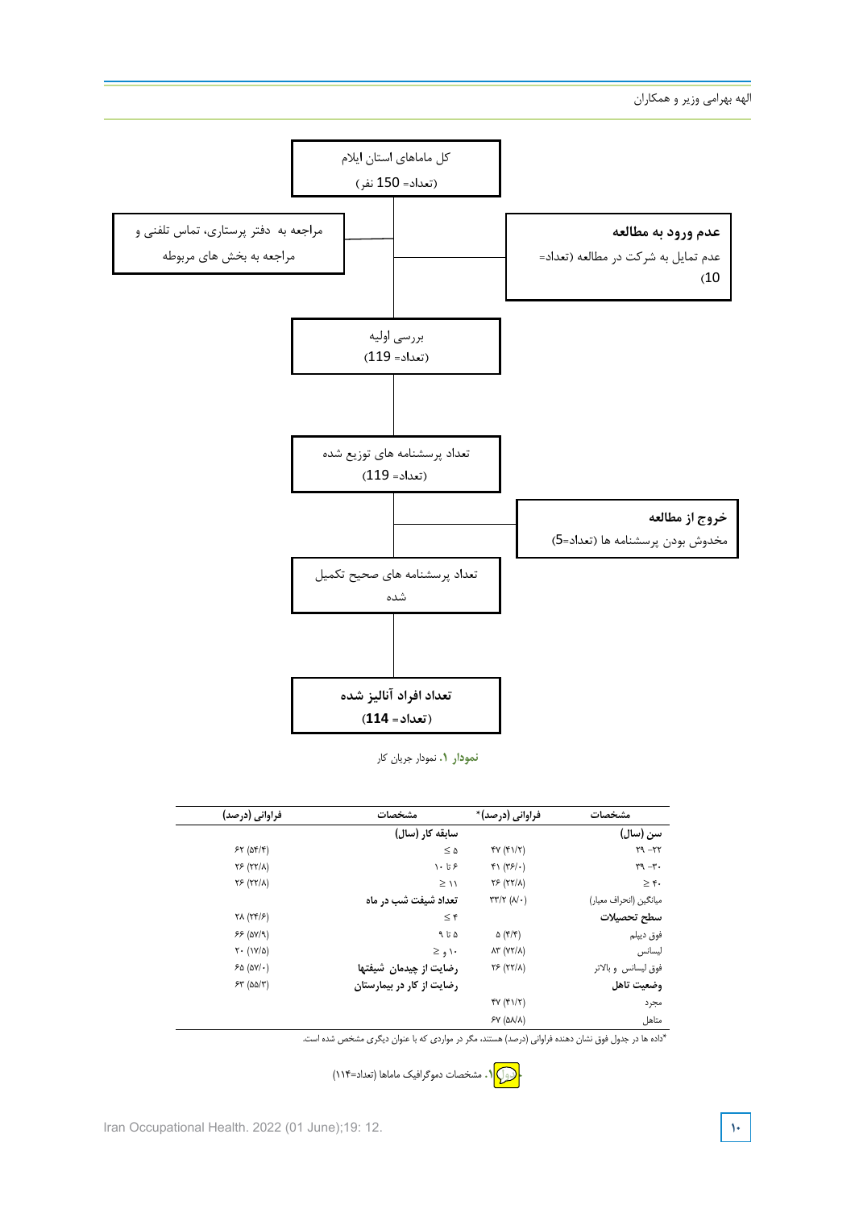کل ماماهای استان ایلام
(تعداد= 150 نفر)

مراجعه به دفتر پرستاری، تماس تلفنی و مراجعه به بخش های مربوطه

**عدم ورود به مطالعه**
عدم تمایل به شرکت در مطالعه (تعداد= 10)

بررسی اولیه
(تعداد= 119)

تعداد پرسشنامه های توزیع شده
(تعداد= 119)

**خروج از مطالعه**
مخدوش بودن پرسشنامه ها (تعداد=5)

تعداد پرسشنامه های صحیح تکمیل شده

**تعداد افراد آنالیز شده**
**(تعداد= 114)**

**نمودار ۱.** نمودار جریان کار

| مشخصات | فراوانی (درصد)* | مشخصات | فراوانی (درصد) |
|---|---|---|---|
| **سن (سال)** | | **سابقه کار (سال)** | |
| ۲۲- ۲۹ | ۴۷ (۴۱/۲) | ۵ ≥ | ۶۲ (۵۴/۴) |
| ۳۰- ۳۹ | ۴۱ (۳۶/۰) | ۶ تا ۱۰ | ۲۶ (۲۲/۸) |
| ۴۰ ≤ | ۲۶ (۲۲/۸) | ۱۱ ≤ | ۲۶ (۲۲/۸) |
| میانگین (انحراف معیار) | ۳۳/۲ (۸/۰) | **تعداد شیفت شب در ماه** | |
| **سطح تحصیلات** | | ۴ ≥ | ۲۸ (۲۴/۶) |
| فوق دیپلم | ۵ (۴/۴) | ۵ تا ۹ | ۶۶ (۵۷/۹) |
| لیسانس | ۸۳ (۷۲/۸) | ۱۰ و ≤ | ۲۰ (۱۷/۵) |
| فوق لیسانس و بالاتر | ۲۶ (۲۲/۸) | **رضایت از چیدمان شیفتها** | ۶۵ (۵۷/۰) |
| **وضعیت تاهل** | | **رضایت از کار در بیمارستان** | ۶۳ (۵۵/۳) |
| مجرد | ۴۷ (۴۱/۲) | | |
| متاهل | ۶۷ (۵۸/۸) | | |

*داده ها در جدول فوق نشان دهنده فراوانی (درصد) هستند، مگر در مواردی که با عنوان دیگری مشخص شده است.

جدول ۱. مشخصات دموگرافیک ماماها (تعداد=۱۱۴)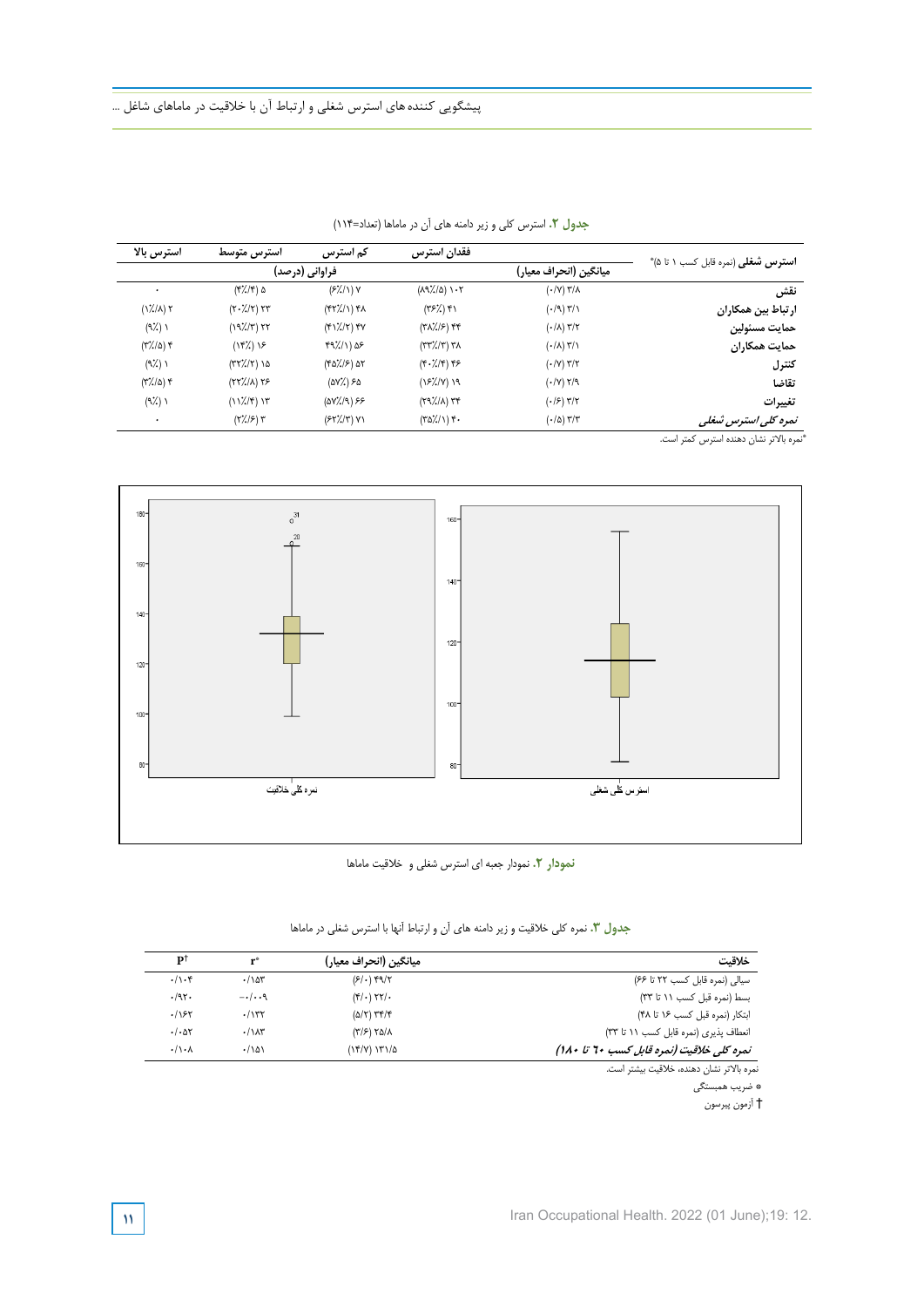**جدول ۲.** استرس کلی و زیر دامنه های آن در ماماها (تعداد=۱۱۴)

| استرس شغلی (نمره قابل کسب ۱ تا ۵)* | میانگین (انحراف معیار) | فقدان استرس | کم استرس | استرس متوسط | استرس بالا |
|---|---|---|---|---|---|
| | | فراوانی (درصد) | | | |
| نقش | (۰/۷) ۳/۸ | (۸۹٪/۵) ۱۰۲ | (۶٪/۱) ۷ | (۴٪/۴) ۵ | ۰ |
| ارتباط بین همکاران | (۰/۹) ۳/۱ | (۳۶٪) ۴۱ | (۴۲٪/۱) ۴۸ | (۲۰٪/۲) ۲۳ | (۱٪/۸) ۲ |
| حمایت مسئولین | (۰/۸) ۳/۲ | (۳۸٪/۶) ۴۴ | (۴۱٪/۲) ۴۷ | (۱۹٪/۳) ۲۲ | (۹٪) ۱ |
| حمایت همکاران | (۰/۸) ۳/۱ | (۳۳٪/۳) ۳۸ | ۴۹٪/۱) ۵۶ | (۱۴٪) ۱۶ | (۳٪/۵) ۴ |
| کنترل | (۰/۷) ۳/۲ | (۴۰٪/۴) ۴۶ | (۴۵٪/۶) ۵۲ | (۳۲٪/۲) ۱۵ | (۹٪) ۱ |
| تقاضا | (۰/۷) ۲/۹ | (۱۶٪/۷) ۱۹ | (۵۷٪) ۶۵ | (۲۲٪/۸) ۲۶ | (۳٪/۵) ۴ |
| تغییرات | (۰/۶) ۳/۲ | (۲۹٪/۸) ۳۴ | (۵۷٪/۹) ۶۶ | (۱۱٪/۴) ۱۳ | (۹٪) ۱ |
| ***نمره کلی استرس شغلی*** | (۰/۵) ۳/۳ | (۳۵٪/۱) ۴۰ | (۶۲٪/۳) ۷۱ | (۲٪/۶) ۳ | ۰ |

*نمره بالاتر نشان دهنده استرس کمتر است.

**نمودار ۲.** نمودار جعبه ای استرس شغلی و خلاقیت ماماها

**جدول ۳.** نمره کلی خلاقیت و زیر دامنه های آن و ارتباط آنها با استرس شغلی در ماماها

| خلاقیت | میانگین (انحراف معیار) | r* | P† |
|---|---|---|---|
| سیالی (نمره قابل کسب ۲۲ تا ۶۶) | (۶/۰) ۴۹/۲ | ۰/۱۵۳ | ۰/۱۰۴ |
| بسط (نمره قبل کسب ۱۱ تا ۳۳) | (۴/۰) ۲۲/۰ | -۰/۰۰۹ | ۰/۹۲۰ |
| ابتکار (نمره قبل کسب ۱۶ تا ۴۸) | (۵/۲) ۳۴/۴ | ۰/۱۳۲ | ۰/۱۶۲ |
| انعطاف پذیری (نمره قابل کسب ۱۱ تا ۳۳) | (۳/۶) ۲۵/۸ | ۰/۱۸۳ | ۰/۰۵۲ |
| ***نمره کلی خلاقیت (نمره قابل کسب ۶۰ تا ۱۸۰)*** | (۱۴/۷) ۱۳۱/۵ | ۰/۱۵۱ | ۰/۱۰۸ |

نمره بالاتر نشان دهنده، خلاقیت بیشتر است.

* ضریب همبستگی

† آزمون پیرسون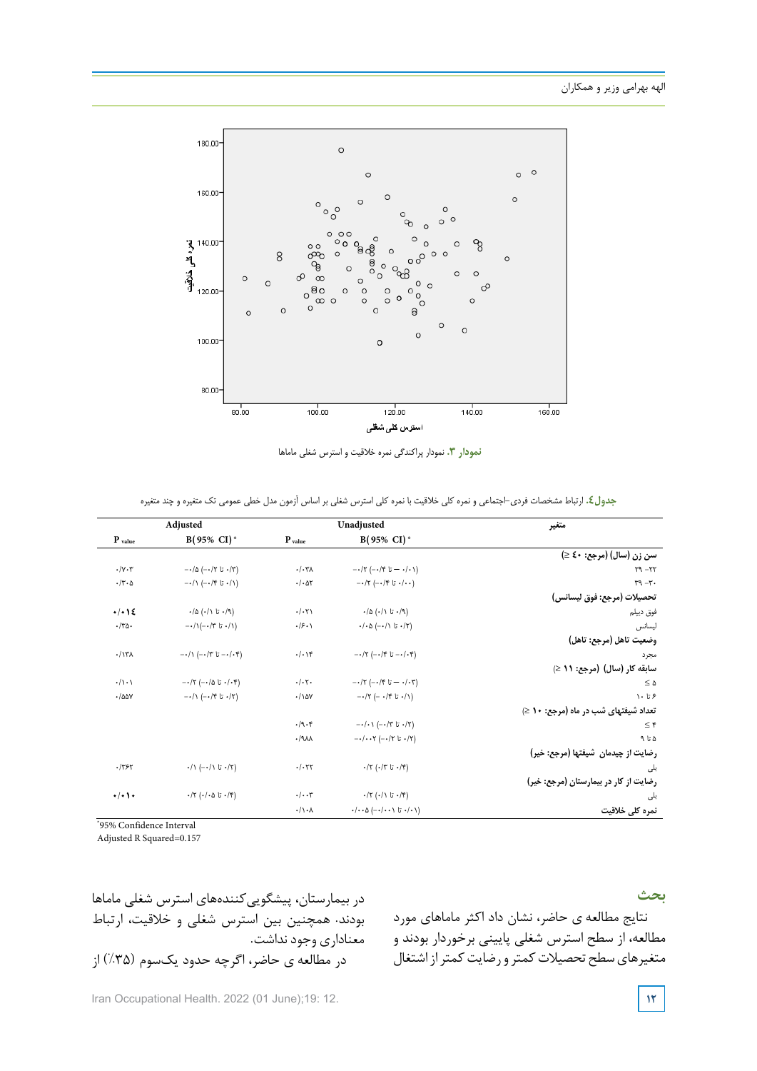نمودار ۳. نمودار پراکندگی نمره خلاقیت و استرس شغلی ماماها

جدول٤. ارتباط مشخصات فردی-اجتماعی و نمره کلی خلاقیت با نمره کلی استرس شغلی بر اساس آزمون مدل خطی عمومی تک متغیره و چند متغیره

| متغیر | Unadjusted | | Adjusted | |
|---|---|---|---|---|
| | B(95% CI)* | $P_{value}$ | B(95% CI)* | $P_{value}$ |
| **سن زن (سال) (مرجع: ٤٠ ≤)** | | | | |
| ۲۲- ۲۹ | (۰/۰۱ — تا ۰/۴-) ۰/۲- | ۰/۰۳۸ | (۰/۳ تا ۰/۲-) ۰/۵- | ۰/۷۰۳ |
| ۳۰- ۳۹ | (۰/۰۰ تا ۰/۴-) ۰/۲- | ۰/۰۵۲ | (۰/۱ تا ۰/۴-) ۰/۱- | ۰/۳۰۵ |
| **تحصیلات (مرجع: فوق لیسانس)** | | | | |
| فوق دیپلم | (۰/۹ تا ۰/۱) ۰/۵ | ۰/۰۲۱ | (۰/۹ تا ۰/۱) ۰/۵ | **۰/۰۱٤** |
| لیسانس | (۰/۲ تا ۰/۱-) ۰/۰۵ | ۰/۶۰۱ | (۰/۱ تا ۰/۳-)۰/۱- | ۰/۳۵۰ |
| **وضعیت تاهل (مرجع: تاهل)** | | | | |
| مجرد | (۰/۰۴- تا ۰/۴-) ۰/۲- | ۰/۰۱۴ | (۰/۰۴- تا ۰/۳-) ۰/۱- | ۰/۱۳۸ |
| **سابقه کار (سال) (مرجع: ۱۱ ≤)** | | | | |
| ۵ ≥ | (۰/۰۳ — تا ۰/۴-) ۰/۲- | ۰/۰۲۰ | (۰/۰۴ تا ۰/۵-) ۰/۲- | ۰/۱۰۱ |
| ۶ تا ۱۰ | (۰/۱ تا ۰/۴ -) ۰/۲- | ۰/۱۵۷ | (۰/۲ تا ۰/۴-) ۰/۱- | ۰/۵۵۷ |
| **تعداد شیفتهای شب در ماه (مرجع: ۱۰ ≤)** | | | | |
| ۴ ≥ | (۰/۲ تا ۰/۳-) ۰/۰۱- | ۰/۹۰۴ | | |
| ۵ تا ۹ | (۰/۲ تا ۰/۲-) ۰/۰۰۲- | ۰/۹۸۸ | | |
| **رضایت از چیدمان شیفتها (مرجع: خیر)** | | | | |
| بلی | (۰/۴ تا ۰/۳) ۰/۲ | ۰/۰۲۲ | (۰/۲ تا ۰/۱-) ۰/۱ | ۰/۳۶۲ |
| **رضایت از کار در بیمارستان (مرجع: خیر)** | | | | |
| بلی | (۰/۴ تا ۰/۱) ۰/۲ | ۰/۰۰۳ | (۰/۴ تا ۰/۰۵) ۰/۲ | **۰/۰۱۰** |
| **نمره کلی خلاقیت** | (۰/۰۱ تا ۰/۰۰۱-) ۰/۰۰۵ | ۰/۱۰۸ | | |

*95% Confidence Interval

Adjusted R Squared=0.157

## بحث

نتایج مطالعه ی حاضر، نشان داد اکثر ماماهای مورد مطالعه، از سطح استرس شغلی پایینی برخوردار بودند و متغیرهای سطح تحصیلات کمتر و رضایت کمتر از اشتغال در بیمارستان، پیشگویی‌کننده‌های استرس شغلی ماماها بودند. همچنین بین استرس شغلی و خلاقیت، ارتباط معناداری وجود نداشت.

در مطالعه ی حاضر، اگرچه حدود یک‌سوم (۳۵٪) از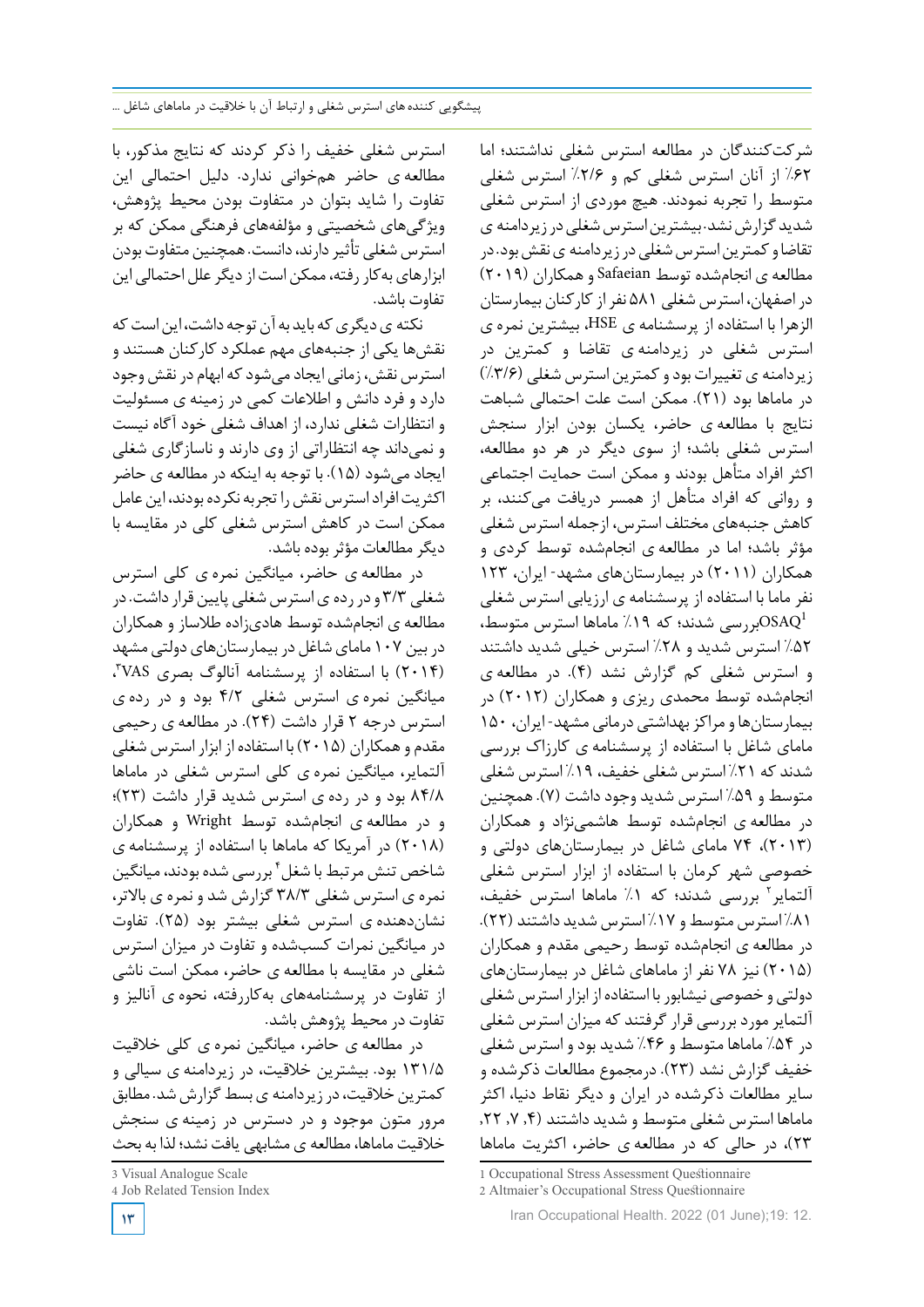شرکت‌کنندگان در مطالعه استرس شغلی نداشتند؛ اما ۶۲٪ از آنان استرس شغلی کم و ۲/۶٪ استرس شغلی متوسط را تجربه نمودند. هیچ موردی از استرس شغلی شدید گزارش نشد. بیشترین استرس شغلی در زیردامنه ی تقاضا و کمترین استرس شغلی در زیردامنه ی نقش بود. در مطالعه ی انجام‌شده توسط Safaeian و همکاران (۲۰۱۹) در اصفهان، استرس شغلی ۵۸۱ نفر از کارکنان بیمارستان الزهرا با استفاده از پرسشنامه ی HSE، بیشترین نمره ی استرس شغلی در زیردامنه ی تقاضا و کمترین در زیردامنه ی تغییرات بود و کمترین استرس شغلی (۳/۶٪) در ماماها بود (۲۱). ممکن است علت احتمالی شباهت نتایج با مطالعه ی حاضر، یکسان بودن ابزار سنجش استرس شغلی باشد؛ از سوی دیگر در هر دو مطالعه، اکثر افراد متأهل بودند و ممکن است حمایت اجتماعی و روانی که افراد متأهل از همسر دریافت می‌کنند، بر کاهش جنبه‌های مختلف استرس، ازجمله استرس شغلی مؤثر باشد؛ اما در مطالعه ی انجام‌شده توسط کردی و همکاران (۲۰۱۱) در بیمارستان‌های مشهد- ایران، ۱۲۳ نفر ماما با استفاده از پرسشنامه ی ارزیابی استرس شغلی OSAQ[1] بررسی شدند؛ که ۱۹٪ ماماها استرس متوسط، ۵۲٪ استرس شدید و ۲۸٪ استرس خیلی شدید داشتند و استرس شغلی کم گزارش نشد (۴). در مطالعه ی انجام‌شده توسط محمدی ریزی و همکاران (۲۰۱۲) در بیمارستان‌ها و مراکز بهداشتی درمانی مشهد- ایران، ۱۵۰ مامای شاغل با استفاده از پرسشنامه ی کارزاک بررسی شدند که ۲۱٪ استرس شغلی خفیف، ۱۹٪ استرس شغلی متوسط و ۵۹٪ استرس شدید وجود داشت (۷). همچنین در مطالعه ی انجام‌شده توسط هاشمی‌نژاد و همکاران (۲۰۱۳)، ۷۴ مامای شاغل در بیمارستان‌های دولتی و خصوصی شهر کرمان با استفاده از ابزار استرس شغلی آلتمایر[2] بررسی شدند؛ که ۱٪ ماماها استرس خفیف، ۸۱٪ استرس متوسط و ۱۷٪ استرس شدید داشتند (۲۲). در مطالعه ی انجام‌شده توسط رحیمی مقدم و همکاران (۲۰۱۵) نیز ۷۸ نفر از ماماهای شاغل در بیمارستان‌های دولتی و خصوصی نیشابور با استفاده از ابزار استرس شغلی آلتمایر مورد بررسی قرار گرفتند که میزان استرس شغلی در ۵۴٪ ماماها متوسط و ۴۶٪ شدید بود و استرس شغلی خفیف گزارش نشد (۲۳). درمجموع مطالعات ذکرشده و سایر مطالعات ذکرشده در ایران و دیگر نقاط دنیا، اکثر ماماها استرس شغلی متوسط و شدید داشتند (۴، ۷، ۲۲، ۲۳)، در حالی که در مطالعه ی حاضر، اکثریت ماماها استرس شغلی خفیف را ذکر کردند که نتایج مذکور، با مطالعه ی حاضر هم‌خوانی ندارد. دلیل احتمالی این تفاوت را شاید بتوان در متفاوت بودن محیط پژوهش، ویژگی‌های شخصیتی و مؤلفه‌های فرهنگی ممکن که بر استرس شغلی تأثیر دارند، دانست. همچنین متفاوت بودن ابزارهای به‌کار رفته، ممکن است از دیگر علل احتمالی این تفاوت باشد.

نکته ی دیگری که باید به آن توجه داشت، این است که نقش‌ها یکی از جنبه‌های مهم عملکرد کارکنان هستند و استرس نقش، زمانی ایجاد می‌شود که ابهام در نقش وجود دارد و فرد دانش و اطلاعات کمی در زمینه ی مسئولیت و انتظارات شغلی ندارد، از اهداف شغلی خود آگاه نیست و نمی‌داند چه انتظاراتی از وی دارند و ناسازگاری شغلی ایجاد می‌شود (۱۵). با توجه به اینکه در مطالعه ی حاضر اکثریت افراد استرس نقش را تجربه نکرده بودند، این عامل ممکن است در کاهش استرس شغلی کلی در مقایسه با دیگر مطالعات مؤثر بوده باشد.

در مطالعه ی حاضر، میانگین نمره ی کلی استرس شغلی ۳/۳ و در رده ی استرس شغلی پایین قرار داشت. در مطالعه ی انجام‌شده توسط هادی‌زاده طلاساز و همکاران در بین ۱۰۷ مامای شاغل در بیمارستان‌های دولتی مشهد (۲۰۱۴) با استفاده از پرسشنامه آنالوگ بصری VAS[3]، میانگین نمره ی استرس شغلی ۴/۲ بود و در رده ی استرس درجه ۲ قرار داشت (۲۴). در مطالعه ی رحیمی مقدم و همکاران (۲۰۱۵) با استفاده از ابزار استرس شغلی آلتمایر، میانگین نمره ی کلی استرس شغلی در ماماها ۸۴/۸ بود و در رده ی استرس شدید قرار داشت (۲۳)؛ و در مطالعه ی انجام‌شده توسط Wright و همکاران (۲۰۱۸) در آمریکا که ماماها با استفاده از پرسشنامه ی شاخص تنش مرتبط با شغل[4] بررسی شده بودند، میانگین نمره ی استرس شغلی ۳۸/۳ گزارش شد و نمره ی بالاتر، نشان‌دهنده ی استرس شغلی بیشتر بود (۲۵). تفاوت در میانگین نمرات کسب‌شده و تفاوت در میزان استرس شغلی در مقایسه با مطالعه ی حاضر، ممکن است ناشی از تفاوت در پرسشنامه‌های به‌کاررفته، نحوه ی آنالیز و تفاوت در محیط پژوهش باشد.

در مطالعه ی حاضر، میانگین نمره ی کلی خلاقیت ۱۳۱/۵ بود. بیشترین خلاقیت، در زیردامنه ی سیالی و کمترین خلاقیت، در زیردامنه ی بسط گزارش شد. مطابق مرور متون موجود و در دسترس در زمینه ی سنجش خلاقیت ماماها، مطالعه ی مشابهی یافت نشد؛ لذا به بحث

1 Occupational Stress Assessment Questionnaire
2 Altmaier's Occupational Stress Questionnaire
3 Visual Analogue Scale
4 Job Related Tension Index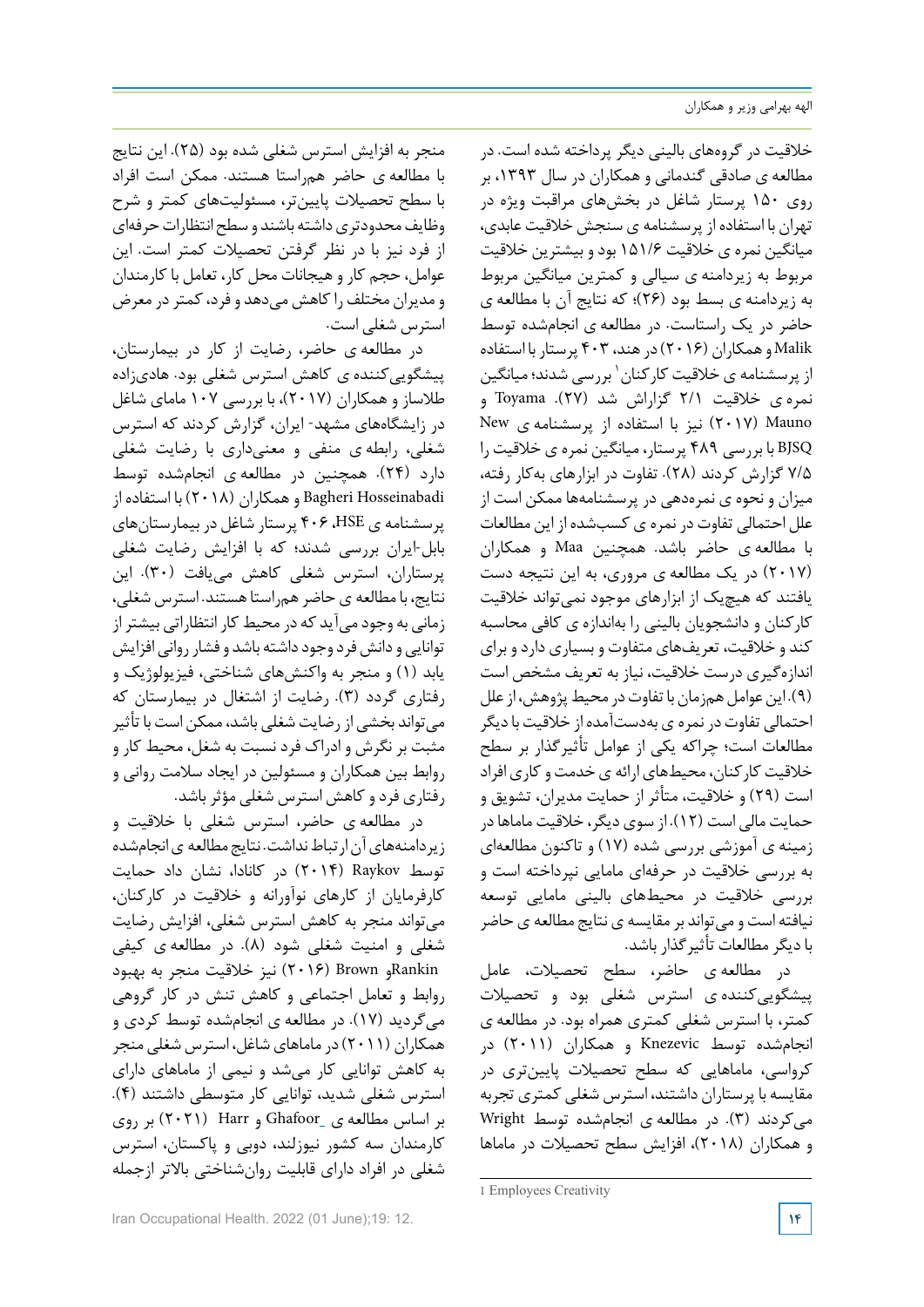خلاقیت در گروه‌های بالینی دیگر پرداخته شده است. در مطالعه ی صادقی گندمانی و همکاران در سال ۱۳۹۳، بر روی ۱۵۰ پرستار شاغل در بخش‌های مراقبت ویژه در تهران با استفاده از پرسشنامه ی سنجش خلاقیت عابدی، میانگین نمره ی خلاقیت ۱۵۱/۶ بود و بیشترین خلاقیت مربوط به زیردامنه ی سیالی و کمترین میانگین مربوط به زیردامنه ی بسط بود (۲۶)؛ که نتایج آن با مطالعه ی حاضر در یک راستاست. در مطالعه ی انجام‌شده توسط Malik و همکاران (۲۰۱۶) در هند، ۴۰۳ پرستار با استفاده از پرسشنامه ی خلاقیت کارکنان[1] بررسی شدند؛ میانگین نمره ی خلاقیت ۲/۱ گزارش شد (۲۷). Toyama و Mauno (۲۰۱۷) نیز با استفاده از پرسشنامه ی New BJSQ با بررسی ۴۸۹ پرستار، میانگین نمره ی خلاقیت را ۷/۵ گزارش کردند (۲۸). تفاوت در ابزارهای به‌کار رفته، میزان و نحوه ی نمره‌دهی در پرسشنامه‌ها ممکن است از علل احتمالی تفاوت در نمره ی کسب‌شده از این مطالعات با مطالعه ی حاضر باشد. همچنین Maa و همکاران (۲۰۱۷) در یک مطالعه ی مروری، به این نتیجه دست یافتند که هیچ‌یک از ابزارهای موجود نمی‌تواند خلاقیت کارکنان و دانشجویان بالینی را به‌اندازه ی کافی محاسبه کند و خلاقیت، تعریف‌های متفاوت و بسیاری دارد و برای اندازه‌گیری درست خلاقیت، نیاز به تعریف مشخص است (۹). این عوامل هم‌زمان با تفاوت در محیط پژوهش، از علل احتمالی تفاوت در نمره ی به‌دست‌آمده از خلاقیت با دیگر مطالعات است؛ چراکه یکی از عوامل تأثیرگذار بر سطح خلاقیت کارکنان، محیط‌های ارائه ی خدمت و کاری افراد است (۲۹) و خلاقیت، متأثر از حمایت مدیران، تشویق و حمایت مالی است (۱۲). از سوی دیگر، خلاقیت ماماها در زمینه ی آموزشی بررسی شده (۱۷) و تاکنون مطالعه‌ای به بررسی خلاقیت در حرفه‌ای مامایی نپرداخته است و بررسی خلاقیت در محیط‌های بالینی مامایی توسعه نیافته است و می‌تواند بر مقایسه ی نتایج مطالعه ی حاضر با دیگر مطالعات تأثیرگذار باشد.

در مطالعه ی حاضر، سطح تحصیلات، عامل پیشگویی‌کننده ی استرس شغلی بود و تحصیلات کمتر، با استرس شغلی کمتری همراه بود. در مطالعه ی انجام‌شده توسط Knezevic و همکاران (۲۰۱۱) در کرواسی، ماماهایی که سطح تحصیلات پایین‌تری در مقایسه با پرستاران داشتند، استرس شغلی کمتری تجربه می‌کردند (۳). در مطالعه ی انجام‌شده توسط Wright و همکاران (۲۰۱۸)، افزایش سطح تحصیلات در ماماها منجر به افزایش استرس شغلی شده بود (۲۵). این نتایج با مطالعه ی حاضر هم‌راستا هستند. ممکن است افراد با سطح تحصیلات پایین‌تر، مسئولیت‌های کمتر و شرح وظایف محدودتری داشته باشند و سطح انتظارات حرفه‌ای از فرد نیز با در نظر گرفتن تحصیلات کمتر است. این عوامل، حجم کار و هیجانات محل کار، تعامل با کارمندان و مدیران مختلف را کاهش می‌دهد و فرد، کمتر در معرض استرس شغلی است.

در مطالعه ی حاضر، رضایت از کار در بیمارستان، پیشگویی‌کننده ی کاهش استرس شغلی بود. هادی‌زاده طلاساز و همکاران (۲۰۱۷)، با بررسی ۱۰۷ مامای شاغل در زایشگاه‌های مشهد- ایران، گزارش کردند که استرس شغلی، رابطه ی منفی و معنی‌داری با رضایت شغلی دارد (۲۴). همچنین در مطالعه ی انجام‌شده توسط Bagheri Hosseinabadi و همکاران (۲۰۱۸) با استفاده از پرسشنامه ی HSE، ۴۰۶ پرستار شاغل در بیمارستان‌های بابل-ایران بررسی شدند؛ که با افزایش رضایت شغلی پرستاران، استرس شغلی کاهش می‌یافت (۳۰). این نتایج، با مطالعه ی حاضر هم‌راستا هستند. استرس شغلی، زمانی به وجود می‌آید که در محیط کار انتظاراتی بیشتر از توانایی و دانش فرد وجود داشته باشد و فشار روانی افزایش یابد (۱) و منجر به واکنش‌های شناختی، فیزیولوژیک و رفتاری گردد (۳). رضایت از اشتغال در بیمارستان که می‌تواند بخشی از رضایت شغلی باشد، ممکن است با تأثیر مثبت بر نگرش و ادراک فرد نسبت به شغل، محیط کار و روابط بین همکاران و مسئولین در ایجاد سلامت روانی و رفتاری فرد و کاهش استرس شغلی مؤثر باشد.

در مطالعه ی حاضر، استرس شغلی با خلاقیت و زیردامنه‌های آن ارتباط نداشت. نتایج مطالعه ی انجام‌شده توسط Raykov (۲۰۱۴) در کانادا، نشان داد حمایت کارفرمایان از کارهای نوآورانه و خلاقیت در کارکنان، می‌تواند منجر به کاهش استرس شغلی، افزایش رضایت شغلی و امنیت شغلی شود (۸). در مطالعه ی کیفی Rankin و Brown (۲۰۱۶) نیز خلاقیت منجر به بهبود روابط و تعامل اجتماعی و کاهش تنش در کار گروهی می‌گردید (۱۷). در مطالعه ی انجام‌شده توسط کردی و همکاران (۲۰۱۱) در ماماهای شاغل، استرس شغلی منجر به کاهش توانایی کار می‌شد و نیمی از ماماهای دارای استرس شغلی شدید، توانایی کار متوسطی داشتند (۴). بر اساس مطالعه ی Ghafoor و Harr (۲۰۲۱) بر روی کارمندان سه کشور نیوزلند، دوبی و پاکستان، استرس شغلی در افراد دارای قابلیت روان‌شناختی بالاتر ازجمله

1 Employees Creativity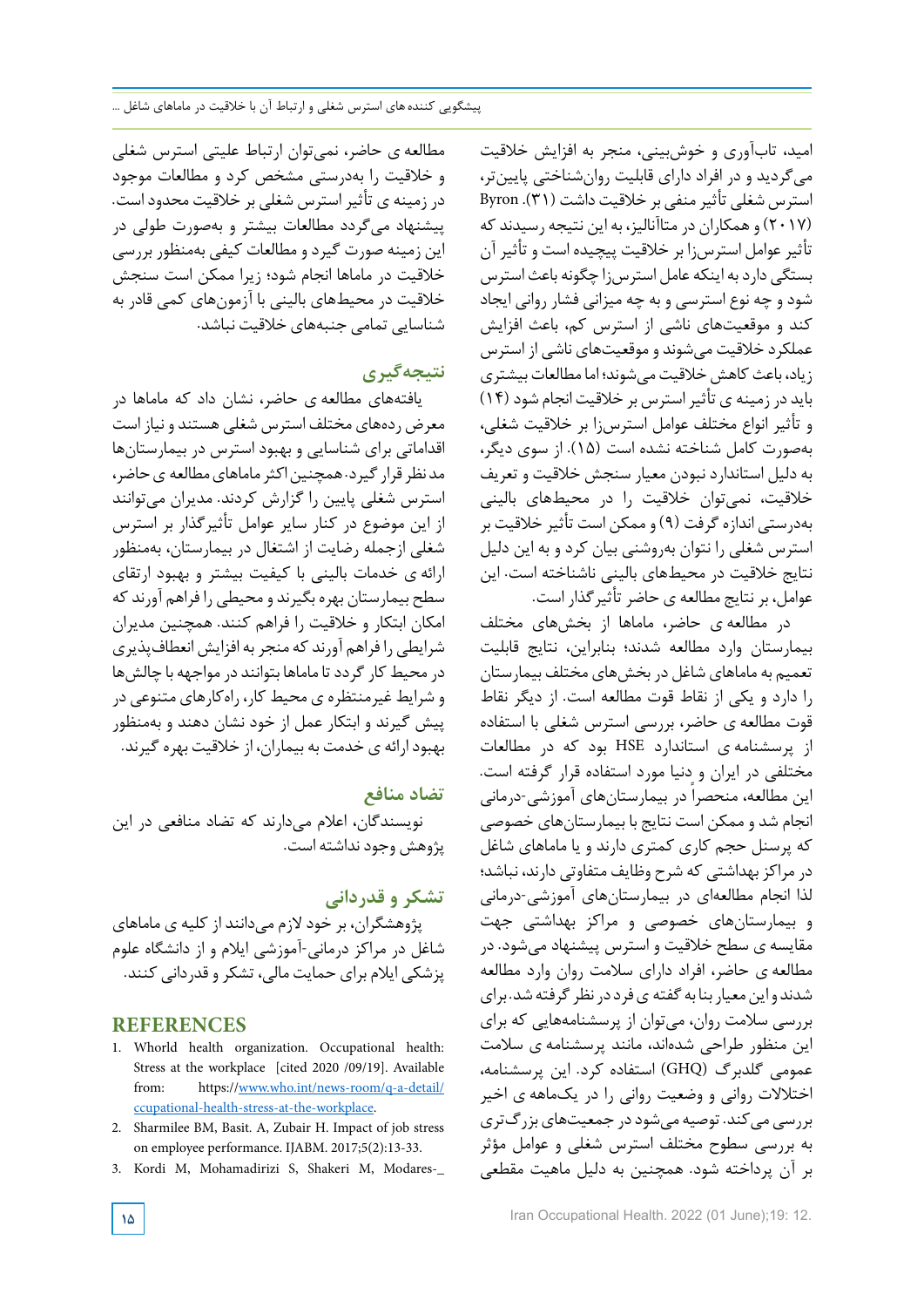امید، تاب‌آوری و خوش‌بینی، منجر به افزایش خلاقیت می‌گردید و در افراد دارای قابلیت روان‌شناختی پایین‌تر، استرس شغلی تأثیر منفی بر خلاقیت داشت (۳۱). Byron (۲۰۱۷) و همکاران در متاآنالیز، به این نتیجه رسیدند که تأثیر عوامل استرس‌زا بر خلاقیت پیچیده است و تأثیر آن بستگی دارد به اینکه عامل استرس‌زا چگونه باعث استرس شود و چه نوع استرسی و به چه میزانی فشار روانی ایجاد کند و موقعیت‌های ناشی از استرس کم، باعث افزایش عملکرد خلاقیت می‌شوند و موقعیت‌های ناشی از استرس زیاد، باعث کاهش خلاقیت می‌شوند؛ اما مطالعات بیشتری باید در زمینه ی تأثیر استرس بر خلاقیت انجام شود (۱۴) و تأثیر انواع مختلف عوامل استرس‌زا بر خلاقیت شغلی، به‌صورت کامل شناخته نشده است (۱۵). از سوی دیگر، به دلیل استاندارد نبودن معیار سنجش خلاقیت و تعریف خلاقیت، نمی‌توان خلاقیت را در محیط‌های بالینی به‌درستی اندازه گرفت (۹) و ممکن است تأثیر خلاقیت بر استرس شغلی را نتوان به‌روشنی بیان کرد و به این دلیل نتایج خلاقیت در محیط‌های بالینی ناشناخته است. این عوامل، بر نتایج مطالعه ی حاضر تأثیرگذار است.

در مطالعه ی حاضر، ماماها از بخش‌های مختلف بیمارستان وارد مطالعه شدند؛ بنابراین، نتایج قابلیت تعمیم به ماماهای شاغل در بخش‌های مختلف بیمارستان را دارد و یکی از نقاط قوت مطالعه است. از دیگر نقاط قوت مطالعه ی حاضر، بررسی استرس شغلی با استفاده از پرسشنامه ی استاندارد HSE بود که در مطالعات مختلفی در ایران و دنیا مورد استفاده قرار گرفته است. این مطالعه، منحصراً در بیمارستان‌های آموزشی-درمانی انجام شد و ممکن است نتایج با بیمارستان‌های خصوصی که پرسنل حجم کاری کمتری دارند و یا ماماهای شاغل در مراکز بهداشتی که شرح وظایف متفاوتی دارند، نباشد؛ لذا انجام مطالعه‌ای در بیمارستان‌های آموزشی-درمانی و بیمارستان‌های خصوصی و مراکز بهداشتی جهت مقایسه ی سطح خلاقیت و استرس پیشنهاد می‌شود. در مطالعه ی حاضر، افراد دارای سلامت روان وارد مطالعه شدند و این معیار بنا به گفته ی فرد در نظر گرفته شد. برای بررسی سلامت روان، می‌توان از پرسشنامه‌هایی که برای این منظور طراحی شده‌اند، مانند پرسشنامه ی سلامت عمومی گلدبرگ (GHQ) استفاده کرد. این پرسشنامه، اختلالات روانی و وضعیت روانی را در یک‌ماهه ی اخیر بررسی می‌کند. توصیه می‌شود در جمعیت‌های بزرگ‌تری به بررسی سطوح مختلف استرس شغلی و عوامل مؤثر بر آن پرداخته شود. همچنین به دلیل ماهیت مقطعی مطالعه ی حاضر، نمی‌توان ارتباط علیتی استرس شغلی و خلاقیت را به‌درستی مشخص کرد و مطالعات موجود در زمینه ی تأثیر استرس شغلی بر خلاقیت محدود است. پیشنهاد می‌گردد مطالعات بیشتر و به‌صورت طولی در این زمینه صورت گیرد و مطالعات کیفی به‌منظور بررسی خلاقیت در ماماها انجام شود؛ زیرا ممکن است سنجش خلاقیت در محیط‌های بالینی با آزمون‌های کمی قادر به شناسایی تمامی جنبه‌های خلاقیت نباشد.

## نتیجه‌گیری

یافته‌های مطالعه ی حاضر، نشان داد که ماماها در معرض رده‌های مختلف استرس شغلی هستند و نیاز است اقداماتی برای شناسایی و بهبود استرس در بیمارستان‌ها مدنظر قرار گیرد. همچنین اکثر ماماهای مطالعه ی حاضر، استرس شغلی پایین را گزارش کردند. مدیران می‌توانند از این موضوع در کنار سایر عوامل تأثیرگذار بر استرس شغلی ازجمله رضایت از اشتغال در بیمارستان، به‌منظور ارائه ی خدمات بالینی با کیفیت بیشتر و بهبود ارتقای سطح بیمارستان بهره بگیرند و محیطی را فراهم آورند که امکان ابتکار و خلاقیت را فراهم کنند. همچنین مدیران شرایطی را فراهم آورند که منجر به افزایش انعطاف‌پذیری در محیط کار گردد تا ماماها بتوانند در مواجهه با چالش‌ها و شرایط غیرمنتظره ی محیط کار، راه‌کارهای متنوعی در پیش گیرند و ابتکار عمل از خود نشان دهند و به‌منظور بهبود ارائه ی خدمت به بیماران، از خلاقیت بهره گیرند.

## تضاد منافع

نویسندگان، اعلام می‌دارند که تضاد منافعی در این پژوهش وجود نداشته است.

## تشکر و قدردانی

پژوهشگران، بر خود لازم می‌دانند از کلیه ی ماماهای شاغل در مراکز درمانی-آموزشی ایلام و از دانشگاه علوم پزشکی ایلام برای حمایت مالی، تشکر و قدردانی کنند.

## REFERENCES

1. Whorld health organization. Occupational health: Stress at the workplace [cited 2020 /09/19]. Available from: https://www.who.int/news-room/q-a-detail/ccupational-health-stress-at-the-workplace.
2. Sharmilee BM, Basit. A, Zubair H. Impact of job stress on employee performance. IJABM. 2017;5(2):13-33.
3. Kordi M, Mohamadirizi S, Shakeri M, Modares-_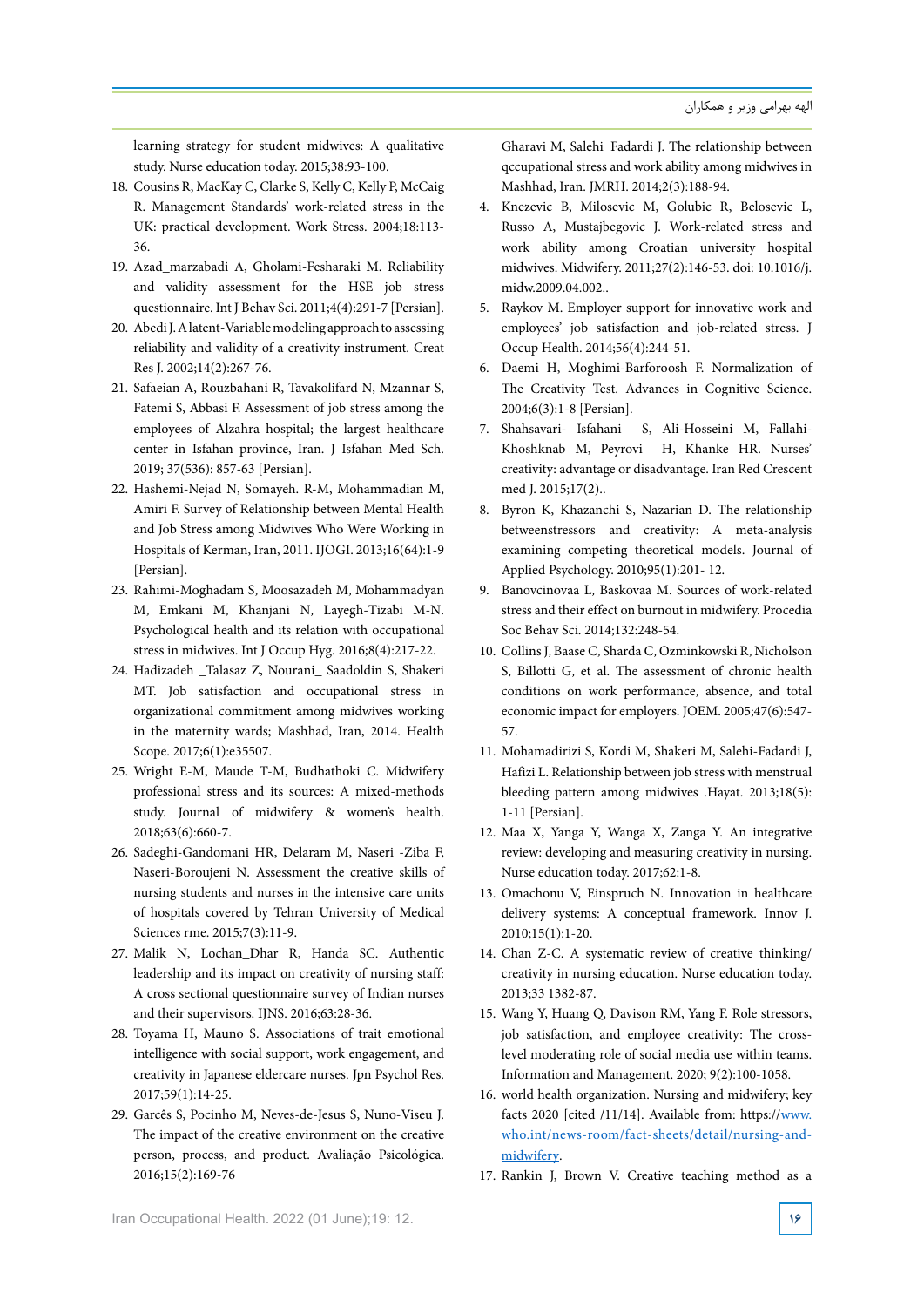learning strategy for student midwives: A qualitative study. Nurse education today. 2015;38:93-100.

18. Cousins R, MacKay C, Clarke S, Kelly C, Kelly P, McCaig R. Management Standards' work-related stress in the UK: practical development. Work Stress. 2004;18:113-36.
19. Azad_marzabadi A, Gholami-Fesharaki M. Reliability and validity assessment for the HSE job stress questionnaire. Int J Behav Sci. 2011;4(4):291-7 [Persian].
20. Abedi J. A latent-Variable modeling approach to assessing reliability and validity of a creativity instrument. Creat Res J. 2002;14(2):267-76.
21. Safaeian A, Rouzbahani R, Tavakolifard N, Mzannar S, Fatemi S, Abbasi F. Assessment of job stress among the employees of Alzahra hospital; the largest healthcare center in Isfahan province, Iran. J Isfahan Med Sch. 2019; 37(536): 857-63 [Persian].
22. Hashemi-Nejad N, Somayeh. R-M, Mohammadian M, Amiri F. Survey of Relationship between Mental Health and Job Stress among Midwives Who Were Working in Hospitals of Kerman, Iran, 2011. IJOGI. 2013;16(64):1-9 [Persian].
23. Rahimi-Moghadam S, Moosazadeh M, Mohammadyan M, Emkani M, Khanjani N, Layegh-Tizabi M-N. Psychological health and its relation with occupational stress in midwives. Int J Occup Hyg. 2016;8(4):217-22.
24. Hadizadeh _Talasaz Z, Nourani_ Saadoldin S, Shakeri MT. Job satisfaction and occupational stress in organizational commitment among midwives working in the maternity wards; Mashhad, Iran, 2014. Health Scope. 2017;6(1):e35507.
25. Wright E-M, Maude T-M, Budhathoki C. Midwifery professional stress and its sources: A mixed-methods study. Journal of midwifery & women's health. 2018;63(6):660-7.
26. Sadeghi-Gandomani HR, Delaram M, Naseri -Ziba F, Naseri-Boroujeni N. Assessment the creative skills of nursing students and nurses in the intensive care units of hospitals covered by Tehran University of Medical Sciences rme. 2015;7(3):11-9.
27. Malik N, Lochan_Dhar R, Handa SC. Authentic leadership and its impact on creativity of nursing staff: A cross sectional questionnaire survey of Indian nurses and their supervisors. IJNS. 2016;63:28-36.
28. Toyama H, Mauno S. Associations of trait emotional intelligence with social support, work engagement, and creativity in Japanese eldercare nurses. Jpn Psychol Res. 2017;59(1):14-25.
29. Garcês S, Pocinho M, Neves-de-Jesus S, Nuno-Viseu J. The impact of the creative environment on the creative person, process, and product. Avaliação Psicológica. 2016;15(2):169-76

Gharavi M, Salehi_Fadardi J. The relationship between qccupational stress and work ability among midwives in Mashhad, Iran. JMRH. 2014;2(3):188-94.

4. Knezevic B, Milosevic M, Golubic R, Belosevic L, Russo A, Mustajbegovic J. Work-related stress and work ability among Croatian university hospital midwives. Midwifery. 2011;27(2):146-53. doi: 10.1016/j.midw.2009.04.002..
5. Raykov M. Employer support for innovative work and employees' job satisfaction and job-related stress. J Occup Health. 2014;56(4):244-51.
6. Daemi H, Moghimi-Barforoosh F. Normalization of The Creativity Test. Advances in Cognitive Science. 2004;6(3):1-8 [Persian].
7. Shahsavari- Isfahani S, Ali-Hosseini M, Fallahi-Khoshknab M, Peyrovi H, Khanke HR. Nurses' creativity: advantage or disadvantage. Iran Red Crescent med J. 2015;17(2)..
8. Byron K, Khazanchi S, Nazarian D. The relationship betweenstressors and creativity: A meta-analysis examining competing theoretical models. Journal of Applied Psychology. 2010;95(1):201- 12.
9. Banovcinovaa L, Baskovaa M. Sources of work-related stress and their effect on burnout in midwifery. Procedia Soc Behav Sci. 2014;132:248-54.
10. Collins J, Baase C, Sharda C, Ozminkowski R, Nicholson S, Billotti G, et al. The assessment of chronic health conditions on work performance, absence, and total economic impact for employers. JOEM. 2005;47(6):547-57.
11. Mohamadirizi S, Kordi M, Shakeri M, Salehi-Fadardi J, Hafizi L. Relationship between job stress with menstrual bleeding pattern among midwives .Hayat. 2013;18(5): 1-11 [Persian].
12. Maa X, Yanga Y, Wanga X, Zanga Y. An integrative review: developing and measuring creativity in nursing. Nurse education today. 2017;62:1-8.
13. Omachonu V, Einspruch N. Innovation in healthcare delivery systems: A conceptual framework. Innov J. 2010;15(1):1-20.
14. Chan Z-C. A systematic review of creative thinking/ creativity in nursing education. Nurse education today. 2013;33 1382-87.
15. Wang Y, Huang Q, Davison RM, Yang F. Role stressors, job satisfaction, and employee creativity: The cross-level moderating role of social media use within teams. Information and Management. 2020; 9(2):100-1058.
16. world health organization. Nursing and midwifery; key facts 2020 [cited /11/14]. Available from: https://www.who.int/news-room/fact-sheets/detail/nursing-and-midwifery.
17. Rankin J, Brown V. Creative teaching method as a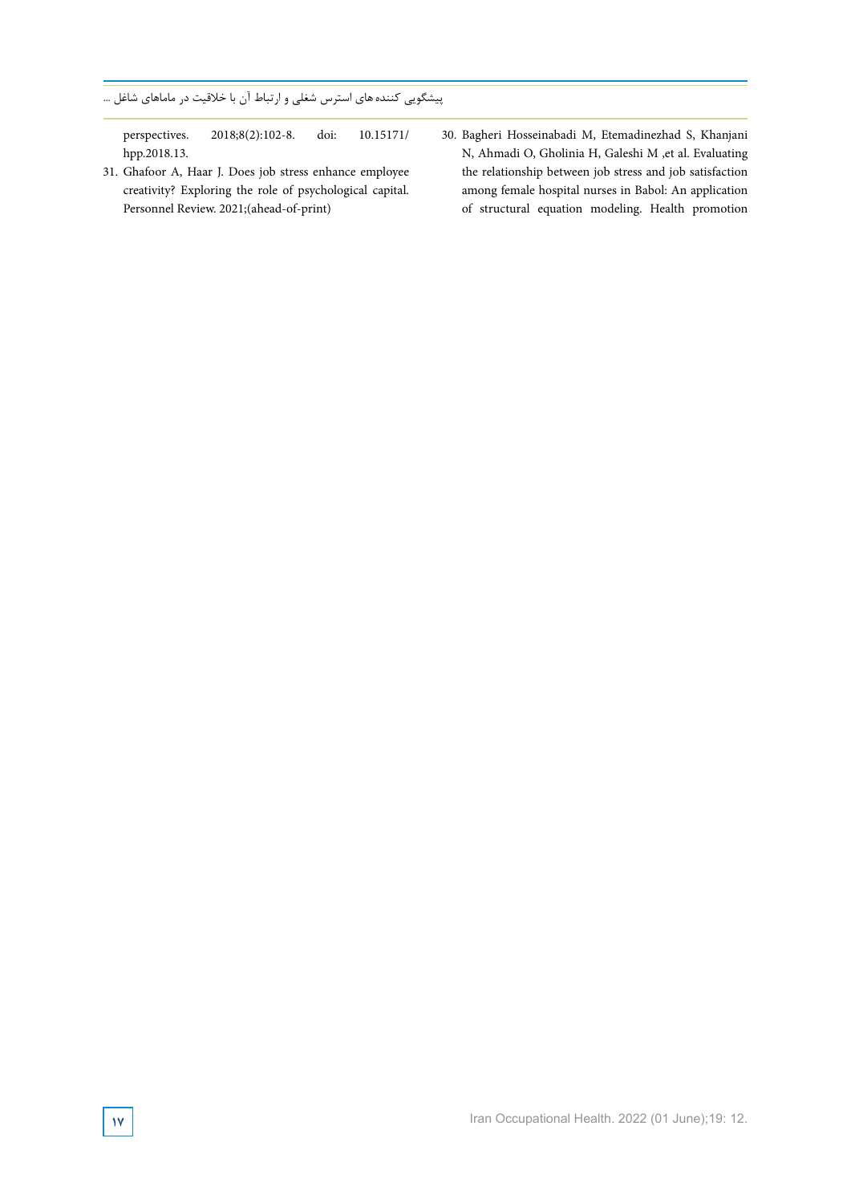30. Bagheri Hosseinabadi M, Etemadinezhad S, Khanjani N, Ahmadi O, Gholinia H, Galeshi M ,et al. Evaluating the relationship between job stress and job satisfaction among female hospital nurses in Babol: An application of structural equation modeling. Health promotion perspectives. 2018;8(2):102-8. doi: 10.15171/hpp.2018.13.
31. Ghafoor A, Haar J. Does job stress enhance employee creativity? Exploring the role of psychological capital. Personnel Review. 2021;(ahead-of-print)